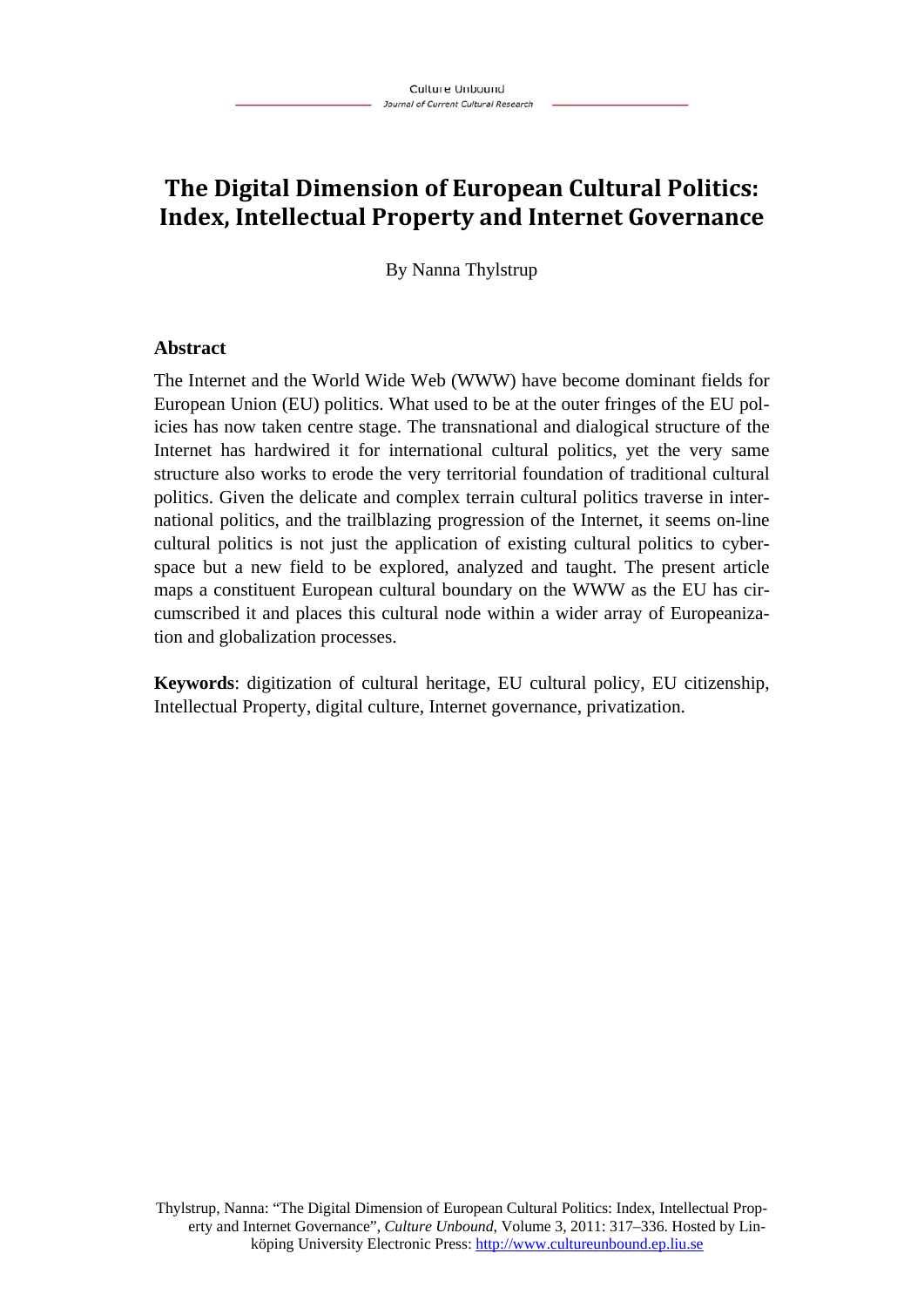# The Digital Dimension of European Cultural Politics: Index, Intellectual Property and Internet Governance

By Nanna Thylstrup

## Abstract

The Internet and the World Wide Web (WWW) have become dominant fields for European Union (EU) politics. What used to be at the outer fringes of the EU policies has now taken centre stage. The transnational and dialogical structure of the Internet has hardwired it for international cultural politics, yet the very same structure also works to erode the very territorial foundation of traditional cultural politics. Given the delicate and complex terrain cultural politics traverse in international politics, and the trailblazing progression of the Internet, it seems on-line cultural politics is not just the application of existing cultural politics to cyberspace but a new field to be explored, analyzed and taught. The present article maps a constituent European cultural boundary on the WWW as the EU has circumscribed it and places this cultural node within a wider array of Europeanization and globalization processes.

**Keywords**: digitization of cultural heritage, EU cultural policy, EU citizenship, Intellectual Property, digital culture, Internet governance, privatization.

Thylstrup, Nanna: "The Digital Dimension of European Cultural Politics: Index, Intellectual Property and Internet Governance", *Culture Unbound*, Volume 3, 2011: 317–336. Hosted by Linköping University Electronic Press: http://www.cultureunbound.ep.liu.se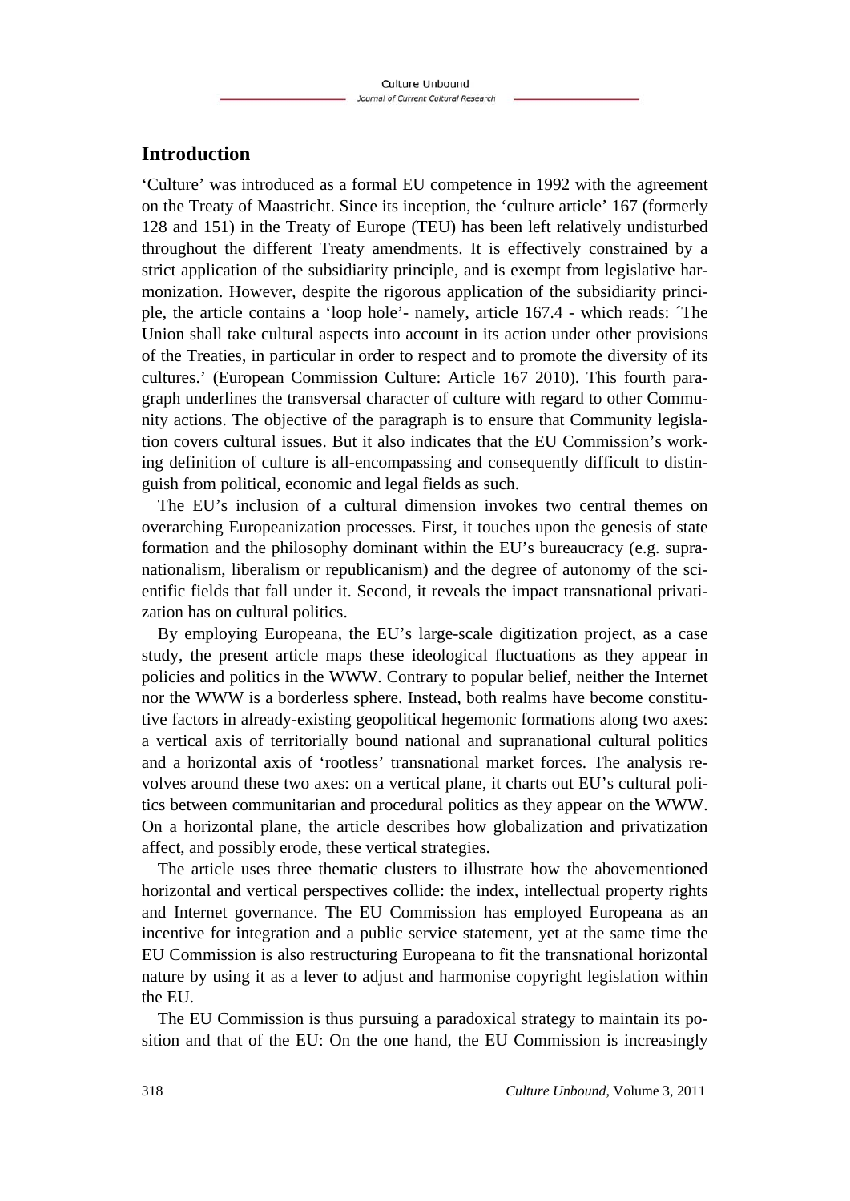## Introduction

'Culture' was introduced as a formal EU competence in 1992 with the agreement on the Treaty of Maastricht. Since its inception, the 'culture article' 167 (formerly 128 and 151) in the Treaty of Europe (TEU) has been left relatively undisturbed throughout the different Treaty amendments. It is effectively constrained by a strict application of the subsidiarity principle, and is exempt from legislative harmonization. However, despite the rigorous application of the subsidiarity principle, the article contains a 'loop hole'- namely, article 167.4 - which reads: ´The Union shall take cultural aspects into account in its action under other provisions of the Treaties, in particular in order to respect and to promote the diversity of its cultures.' (European Commission Culture: Article 167 2010). This fourth paragraph underlines the transversal character of culture with regard to other Community actions. The objective of the paragraph is to ensure that Community legislation covers cultural issues. But it also indicates that the EU Commission's working definition of culture is all-encompassing and consequently difficult to distinguish from political, economic and legal fields as such.

The EU's inclusion of a cultural dimension invokes two central themes on overarching Europeanization processes. First, it touches upon the genesis of state formation and the philosophy dominant within the EU's bureaucracy (e.g. supranationalism, liberalism or republicanism) and the degree of autonomy of the scientific fields that fall under it. Second, it reveals the impact transnational privatization has on cultural politics.

By employing Europeana, the EU's large-scale digitization project, as a case study, the present article maps these ideological fluctuations as they appear in policies and politics in the WWW. Contrary to popular belief, neither the Internet nor the WWW is a borderless sphere. Instead, both realms have become constitutive factors in already-existing geopolitical hegemonic formations along two axes: a vertical axis of territorially bound national and supranational cultural politics and a horizontal axis of 'rootless' transnational market forces. The analysis revolves around these two axes: on a vertical plane, it charts out EU's cultural politics between communitarian and procedural politics as they appear on the WWW. On a horizontal plane, the article describes how globalization and privatization affect, and possibly erode, these vertical strategies.

The article uses three thematic clusters to illustrate how the abovementioned horizontal and vertical perspectives collide: the index, intellectual property rights and Internet governance. The EU Commission has employed Europeana as an incentive for integration and a public service statement, yet at the same time the EU Commission is also restructuring Europeana to fit the transnational horizontal nature by using it as a lever to adjust and harmonise copyright legislation within the EU.

The EU Commission is thus pursuing a paradoxical strategy to maintain its position and that of the EU: On the one hand, the EU Commission is increasingly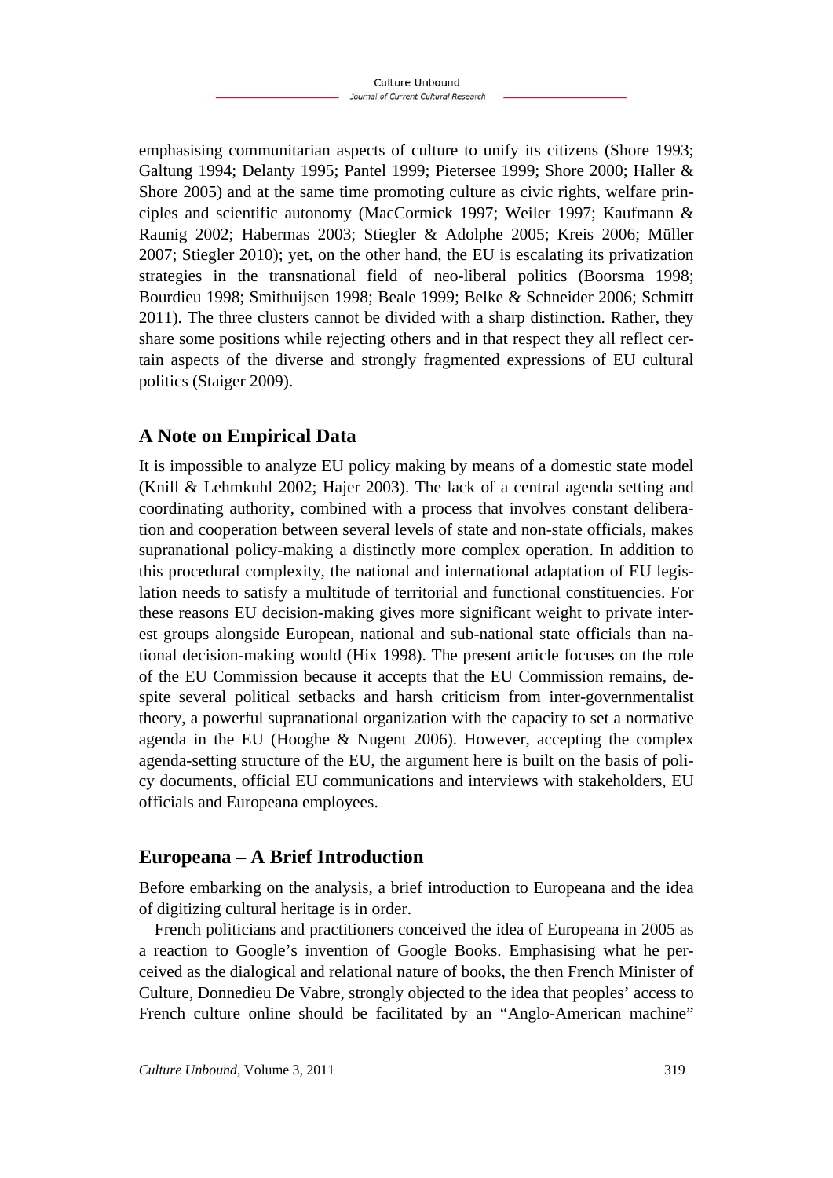emphasising communitarian aspects of culture to unify its citizens (Shore 1993; Galtung 1994; Delanty 1995; Pantel 1999; Pietersee 1999; Shore 2000; Haller & Shore 2005) and at the same time promoting culture as civic rights, welfare principles and scientific autonomy (MacCormick 1997; Weiler 1997; Kaufmann & Raunig 2002; Habermas 2003; Stiegler & Adolphe 2005; Kreis 2006; Müller 2007; Stiegler 2010); yet, on the other hand, the EU is escalating its privatization strategies in the transnational field of neo-liberal politics (Boorsma 1998; Bourdieu 1998; Smithuijsen 1998; Beale 1999; Belke & Schneider 2006; Schmitt 2011). The three clusters cannot be divided with a sharp distinction. Rather, they share some positions while rejecting others and in that respect they all reflect certain aspects of the diverse and strongly fragmented expressions of EU cultural politics (Staiger 2009).

## A Note on Empirical Data

It is impossible to analyze EU policy making by means of a domestic state model (Knill & Lehmkuhl 2002; Hajer 2003). The lack of a central agenda setting and coordinating authority, combined with a process that involves constant deliberation and cooperation between several levels of state and non-state officials, makes supranational policy-making a distinctly more complex operation. In addition to this procedural complexity, the national and international adaptation of EU legislation needs to satisfy a multitude of territorial and functional constituencies. For these reasons EU decision-making gives more significant weight to private interest groups alongside European, national and sub-national state officials than national decision-making would (Hix 1998). The present article focuses on the role of the EU Commission because it accepts that the EU Commission remains, despite several political setbacks and harsh criticism from inter-governmentalist theory, a powerful supranational organization with the capacity to set a normative agenda in the EU (Hooghe & Nugent 2006). However, accepting the complex agenda-setting structure of the EU, the argument here is built on the basis of policy documents, official EU communications and interviews with stakeholders, EU officials and Europeana employees.

## Europeana – A Brief Introduction

Before embarking on the analysis, a brief introduction to Europeana and the idea of digitizing cultural heritage is in order.

French politicians and practitioners conceived the idea of Europeana in 2005 as a reaction to Google's invention of Google Books. Emphasising what he perceived as the dialogical and relational nature of books, the then French Minister of Culture, Donnedieu De Vabre, strongly objected to the idea that peoples' access to French culture online should be facilitated by an "Anglo-American machine"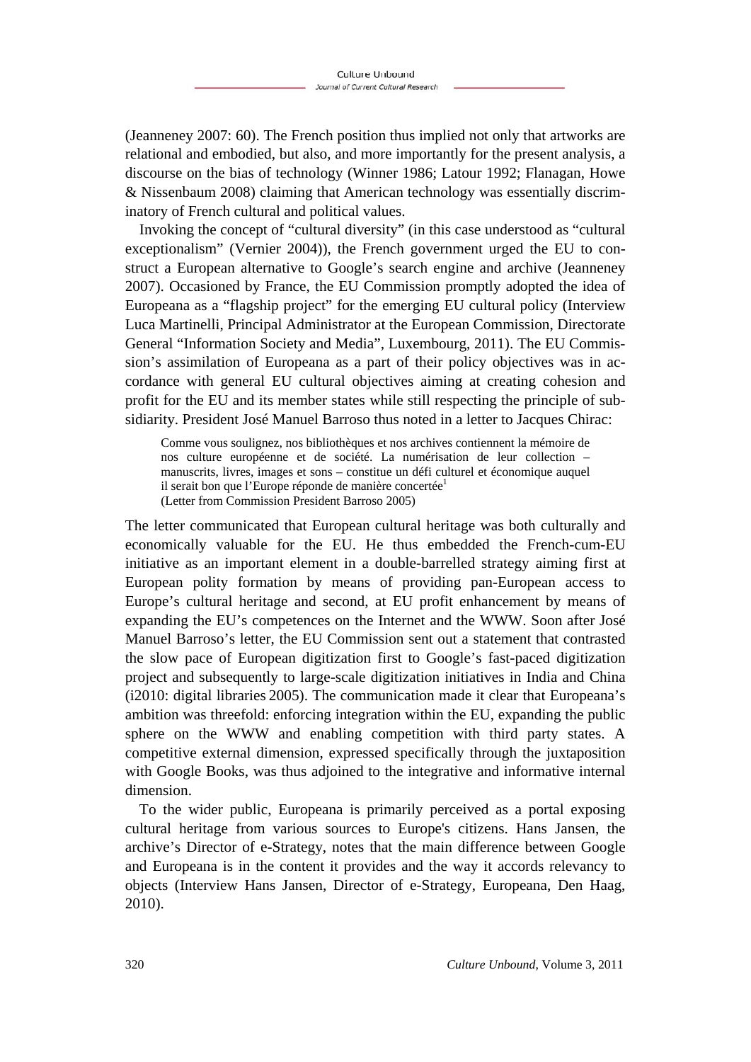(Jeanneney 2007: 60). The French position thus implied not only that artworks are relational and embodied, but also, and more importantly for the present analysis, a discourse on the bias of technology (Winner 1986; Latour 1992; Flanagan, Howe & Nissenbaum 2008) claiming that American technology was essentially discriminatory of French cultural and political values.

Invoking the concept of "cultural diversity" (in this case understood as "cultural exceptionalism" (Vernier 2004)), the French government urged the EU to construct a European alternative to Google's search engine and archive (Jeanneney 2007). Occasioned by France, the EU Commission promptly adopted the idea of Europeana as a "flagship project" for the emerging EU cultural policy (Interview Luca Martinelli, Principal Administrator at the European Commission, Directorate General "Information Society and Media", Luxembourg, 2011). The EU Commission's assimilation of Europeana as a part of their policy objectives was in accordance with general EU cultural objectives aiming at creating cohesion and profit for the EU and its member states while still respecting the principle of subsidiarity. President José Manuel Barroso thus noted in a letter to Jacques Chirac:

> Comme vous soulignez, nos bibliothèques et nos archives contiennent la mémoire de nos culture européenne et de société. La numérisation de leur collection – manuscrits, livres, images et sons – constitue un défi culturel et économique auquel il serait bon que l'Europe réponde de manière concertée[1]
> (Letter from Commission President Barroso 2005)

The letter communicated that European cultural heritage was both culturally and economically valuable for the EU. He thus embedded the French-cum-EU initiative as an important element in a double-barrelled strategy aiming first at European polity formation by means of providing pan-European access to Europe's cultural heritage and second, at EU profit enhancement by means of expanding the EU's competences on the Internet and the WWW. Soon after José Manuel Barroso's letter, the EU Commission sent out a statement that contrasted the slow pace of European digitization first to Google's fast-paced digitization project and subsequently to large-scale digitization initiatives in India and China (i2010: digital libraries 2005). The communication made it clear that Europeana's ambition was threefold: enforcing integration within the EU, expanding the public sphere on the WWW and enabling competition with third party states. A competitive external dimension, expressed specifically through the juxtaposition with Google Books, was thus adjoined to the integrative and informative internal dimension.

To the wider public, Europeana is primarily perceived as a portal exposing cultural heritage from various sources to Europe's citizens. Hans Jansen, the archive's Director of e-Strategy, notes that the main difference between Google and Europeana is in the content it provides and the way it accords relevancy to objects (Interview Hans Jansen, Director of e-Strategy, Europeana, Den Haag, 2010).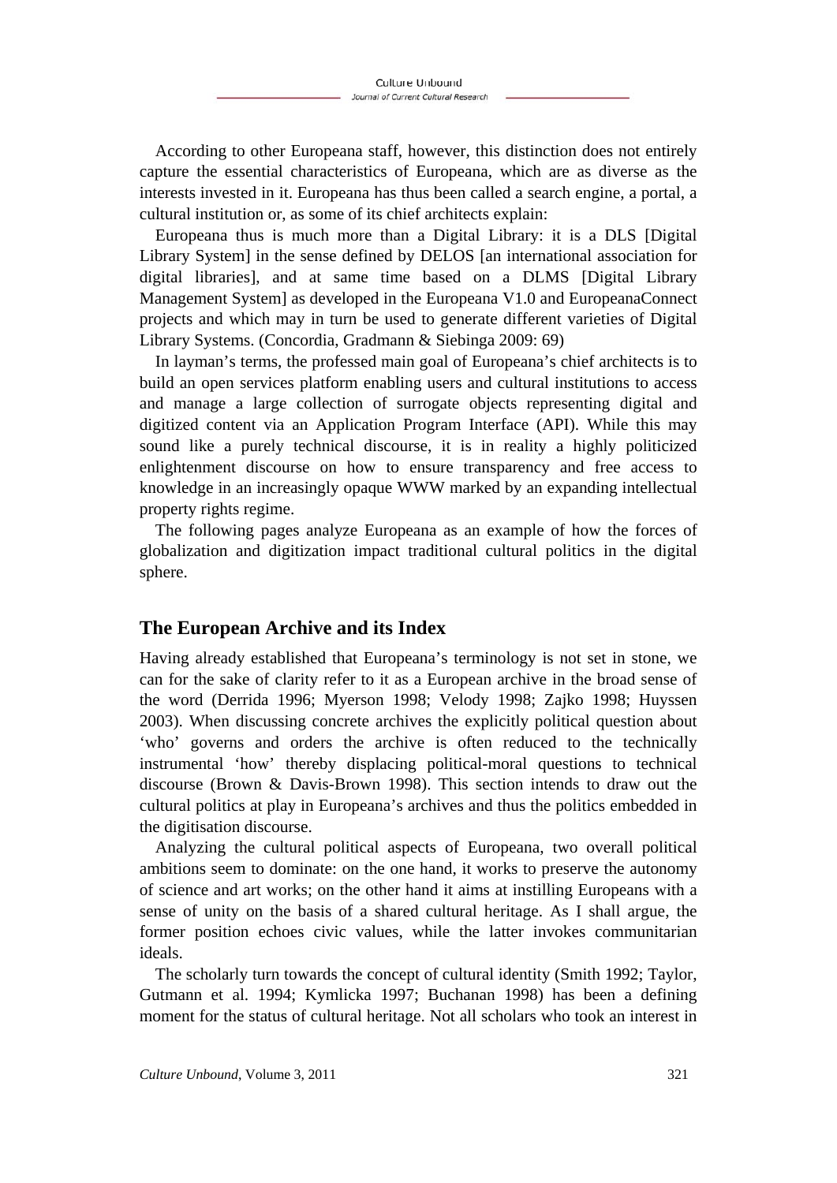According to other Europeana staff, however, this distinction does not entirely capture the essential characteristics of Europeana, which are as diverse as the interests invested in it. Europeana has thus been called a search engine, a portal, a cultural institution or, as some of its chief architects explain:

Europeana thus is much more than a Digital Library: it is a DLS [Digital Library System] in the sense defined by DELOS [an international association for digital libraries], and at same time based on a DLMS [Digital Library Management System] as developed in the Europeana V1.0 and EuropeanaConnect projects and which may in turn be used to generate different varieties of Digital Library Systems. (Concordia, Gradmann & Siebinga 2009: 69)

In layman's terms, the professed main goal of Europeana's chief architects is to build an open services platform enabling users and cultural institutions to access and manage a large collection of surrogate objects representing digital and digitized content via an Application Program Interface (API). While this may sound like a purely technical discourse, it is in reality a highly politicized enlightenment discourse on how to ensure transparency and free access to knowledge in an increasingly opaque WWW marked by an expanding intellectual property rights regime.

The following pages analyze Europeana as an example of how the forces of globalization and digitization impact traditional cultural politics in the digital sphere.

## The European Archive and its Index

Having already established that Europeana's terminology is not set in stone, we can for the sake of clarity refer to it as a European archive in the broad sense of the word (Derrida 1996; Myerson 1998; Velody 1998; Zajko 1998; Huyssen 2003). When discussing concrete archives the explicitly political question about 'who' governs and orders the archive is often reduced to the technically instrumental 'how' thereby displacing political-moral questions to technical discourse (Brown & Davis-Brown 1998). This section intends to draw out the cultural politics at play in Europeana's archives and thus the politics embedded in the digitisation discourse.

Analyzing the cultural political aspects of Europeana, two overall political ambitions seem to dominate: on the one hand, it works to preserve the autonomy of science and art works; on the other hand it aims at instilling Europeans with a sense of unity on the basis of a shared cultural heritage. As I shall argue, the former position echoes civic values, while the latter invokes communitarian ideals.

The scholarly turn towards the concept of cultural identity (Smith 1992; Taylor, Gutmann et al. 1994; Kymlicka 1997; Buchanan 1998) has been a defining moment for the status of cultural heritage. Not all scholars who took an interest in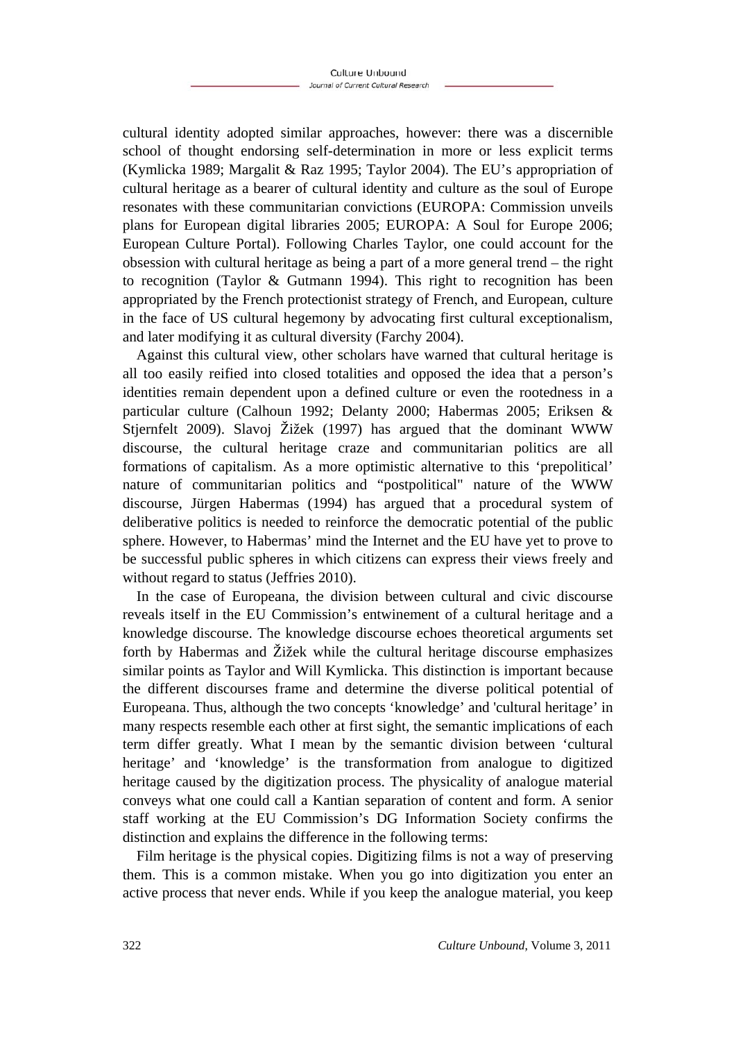cultural identity adopted similar approaches, however: there was a discernible school of thought endorsing self-determination in more or less explicit terms (Kymlicka 1989; Margalit & Raz 1995; Taylor 2004). The EU's appropriation of cultural heritage as a bearer of cultural identity and culture as the soul of Europe resonates with these communitarian convictions (EUROPA: Commission unveils plans for European digital libraries 2005; EUROPA: A Soul for Europe 2006; European Culture Portal). Following Charles Taylor, one could account for the obsession with cultural heritage as being a part of a more general trend – the right to recognition (Taylor & Gutmann 1994). This right to recognition has been appropriated by the French protectionist strategy of French, and European, culture in the face of US cultural hegemony by advocating first cultural exceptionalism, and later modifying it as cultural diversity (Farchy 2004).

Against this cultural view, other scholars have warned that cultural heritage is all too easily reified into closed totalities and opposed the idea that a person's identities remain dependent upon a defined culture or even the rootedness in a particular culture (Calhoun 1992; Delanty 2000; Habermas 2005; Eriksen & Stjernfelt 2009). Slavoj Žižek (1997) has argued that the dominant WWW discourse, the cultural heritage craze and communitarian politics are all formations of capitalism. As a more optimistic alternative to this 'prepolitical' nature of communitarian politics and "postpolitical" nature of the WWW discourse, Jürgen Habermas (1994) has argued that a procedural system of deliberative politics is needed to reinforce the democratic potential of the public sphere. However, to Habermas' mind the Internet and the EU have yet to prove to be successful public spheres in which citizens can express their views freely and without regard to status (Jeffries 2010).

In the case of Europeana, the division between cultural and civic discourse reveals itself in the EU Commission's entwinement of a cultural heritage and a knowledge discourse. The knowledge discourse echoes theoretical arguments set forth by Habermas and Žižek while the cultural heritage discourse emphasizes similar points as Taylor and Will Kymlicka. This distinction is important because the different discourses frame and determine the diverse political potential of Europeana. Thus, although the two concepts 'knowledge' and 'cultural heritage' in many respects resemble each other at first sight, the semantic implications of each term differ greatly. What I mean by the semantic division between 'cultural heritage' and 'knowledge' is the transformation from analogue to digitized heritage caused by the digitization process. The physicality of analogue material conveys what one could call a Kantian separation of content and form. A senior staff working at the EU Commission's DG Information Society confirms the distinction and explains the difference in the following terms:

Film heritage is the physical copies. Digitizing films is not a way of preserving them. This is a common mistake. When you go into digitization you enter an active process that never ends. While if you keep the analogue material, you keep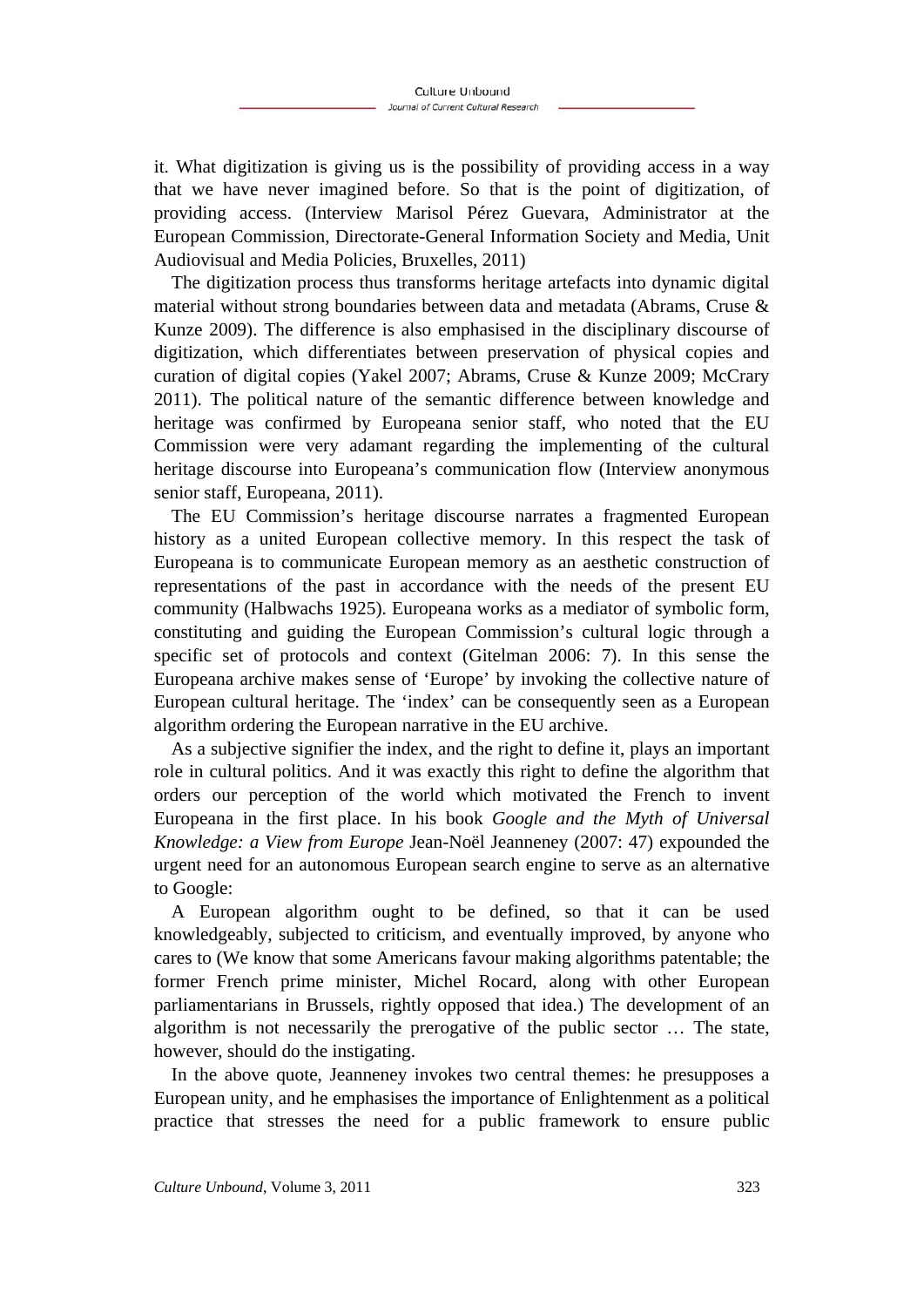it. What digitization is giving us is the possibility of providing access in a way that we have never imagined before. So that is the point of digitization, of providing access. (Interview Marisol Pérez Guevara, Administrator at the European Commission, Directorate-General Information Society and Media, Unit Audiovisual and Media Policies, Bruxelles, 2011)

The digitization process thus transforms heritage artefacts into dynamic digital material without strong boundaries between data and metadata (Abrams, Cruse & Kunze 2009). The difference is also emphasised in the disciplinary discourse of digitization, which differentiates between preservation of physical copies and curation of digital copies (Yakel 2007; Abrams, Cruse & Kunze 2009; McCrary 2011). The political nature of the semantic difference between knowledge and heritage was confirmed by Europeana senior staff, who noted that the EU Commission were very adamant regarding the implementing of the cultural heritage discourse into Europeana's communication flow (Interview anonymous senior staff, Europeana, 2011).

The EU Commission's heritage discourse narrates a fragmented European history as a united European collective memory. In this respect the task of Europeana is to communicate European memory as an aesthetic construction of representations of the past in accordance with the needs of the present EU community (Halbwachs 1925). Europeana works as a mediator of symbolic form, constituting and guiding the European Commission's cultural logic through a specific set of protocols and context (Gitelman 2006: 7). In this sense the Europeana archive makes sense of 'Europe' by invoking the collective nature of European cultural heritage. The 'index' can be consequently seen as a European algorithm ordering the European narrative in the EU archive.

As a subjective signifier the index, and the right to define it, plays an important role in cultural politics. And it was exactly this right to define the algorithm that orders our perception of the world which motivated the French to invent Europeana in the first place. In his book *Google and the Myth of Universal Knowledge: a View from Europe* Jean-Noël Jeanneney (2007: 47) expounded the urgent need for an autonomous European search engine to serve as an alternative to Google:

A European algorithm ought to be defined, so that it can be used knowledgeably, subjected to criticism, and eventually improved, by anyone who cares to (We know that some Americans favour making algorithms patentable; the former French prime minister, Michel Rocard, along with other European parliamentarians in Brussels, rightly opposed that idea.) The development of an algorithm is not necessarily the prerogative of the public sector … The state, however, should do the instigating.

In the above quote, Jeanneney invokes two central themes: he presupposes a European unity, and he emphasises the importance of Enlightenment as a political practice that stresses the need for a public framework to ensure public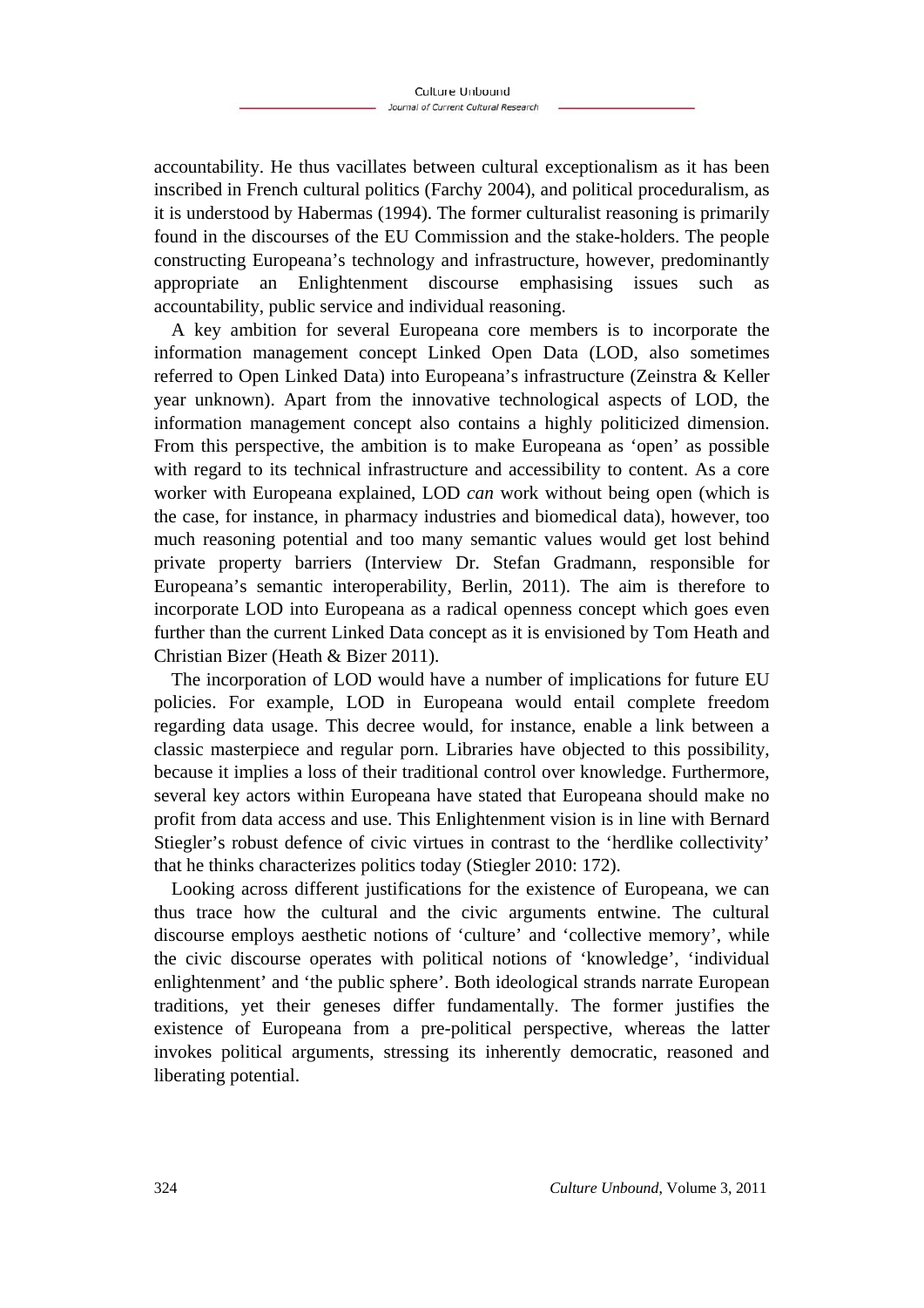accountability. He thus vacillates between cultural exceptionalism as it has been inscribed in French cultural politics (Farchy 2004), and political proceduralism, as it is understood by Habermas (1994). The former culturalist reasoning is primarily found in the discourses of the EU Commission and the stake-holders. The people constructing Europeana's technology and infrastructure, however, predominantly appropriate an Enlightenment discourse emphasising issues such as accountability, public service and individual reasoning.

A key ambition for several Europeana core members is to incorporate the information management concept Linked Open Data (LOD, also sometimes referred to Open Linked Data) into Europeana's infrastructure (Zeinstra & Keller year unknown). Apart from the innovative technological aspects of LOD, the information management concept also contains a highly politicized dimension. From this perspective, the ambition is to make Europeana as 'open' as possible with regard to its technical infrastructure and accessibility to content. As a core worker with Europeana explained, LOD *can* work without being open (which is the case, for instance, in pharmacy industries and biomedical data), however, too much reasoning potential and too many semantic values would get lost behind private property barriers (Interview Dr. Stefan Gradmann, responsible for Europeana's semantic interoperability, Berlin, 2011). The aim is therefore to incorporate LOD into Europeana as a radical openness concept which goes even further than the current Linked Data concept as it is envisioned by Tom Heath and Christian Bizer (Heath & Bizer 2011).

The incorporation of LOD would have a number of implications for future EU policies. For example, LOD in Europeana would entail complete freedom regarding data usage. This decree would, for instance, enable a link between a classic masterpiece and regular porn. Libraries have objected to this possibility, because it implies a loss of their traditional control over knowledge. Furthermore, several key actors within Europeana have stated that Europeana should make no profit from data access and use. This Enlightenment vision is in line with Bernard Stiegler's robust defence of civic virtues in contrast to the 'herdlike collectivity' that he thinks characterizes politics today (Stiegler 2010: 172).

Looking across different justifications for the existence of Europeana, we can thus trace how the cultural and the civic arguments entwine. The cultural discourse employs aesthetic notions of 'culture' and 'collective memory', while the civic discourse operates with political notions of 'knowledge', 'individual enlightenment' and 'the public sphere'. Both ideological strands narrate European traditions, yet their geneses differ fundamentally. The former justifies the existence of Europeana from a pre-political perspective, whereas the latter invokes political arguments, stressing its inherently democratic, reasoned and liberating potential.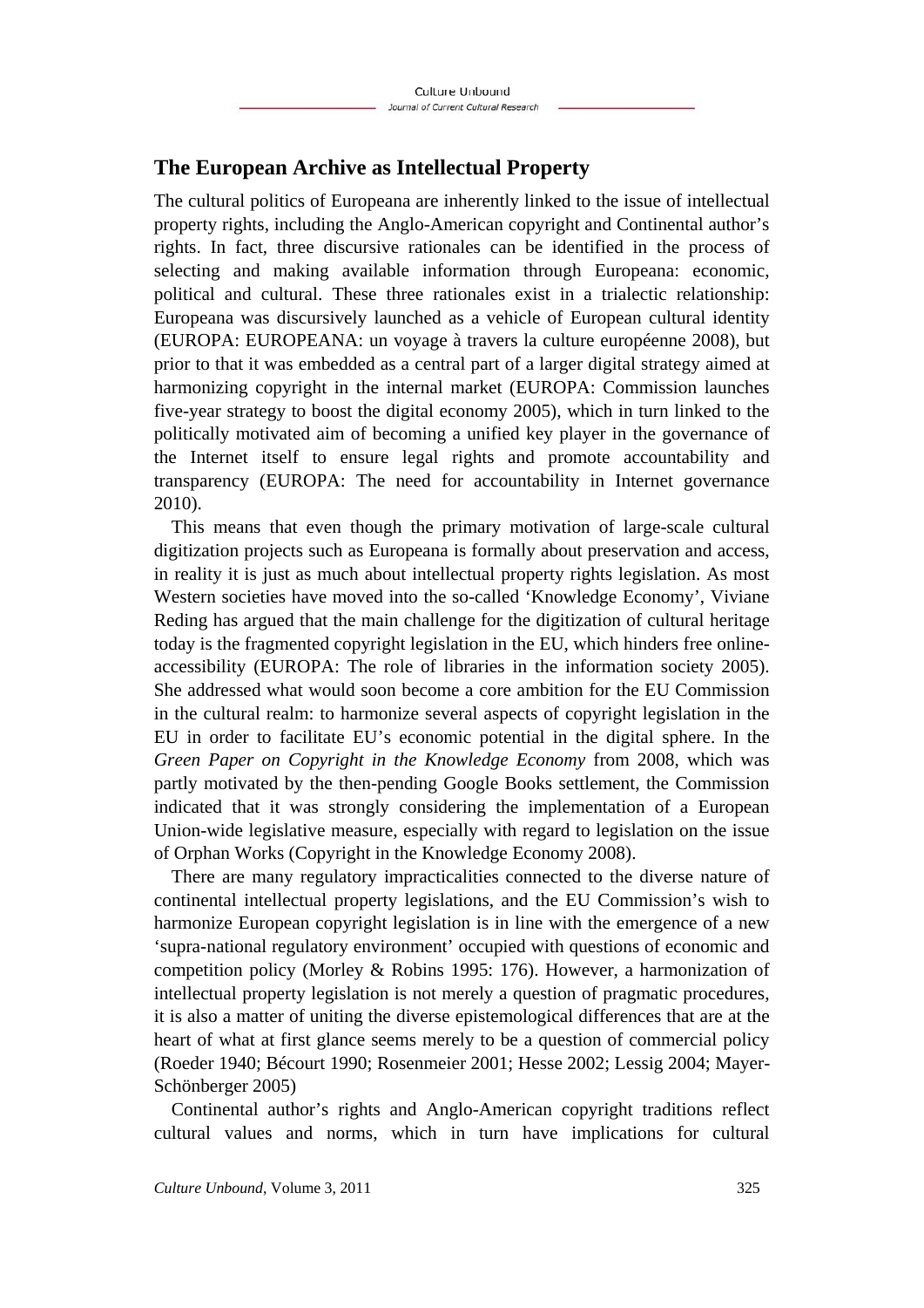## The European Archive as Intellectual Property

The cultural politics of Europeana are inherently linked to the issue of intellectual property rights, including the Anglo-American copyright and Continental author's rights. In fact, three discursive rationales can be identified in the process of selecting and making available information through Europeana: economic, political and cultural. These three rationales exist in a trialectic relationship: Europeana was discursively launched as a vehicle of European cultural identity (EUROPA: EUROPEANA: un voyage à travers la culture européenne 2008), but prior to that it was embedded as a central part of a larger digital strategy aimed at harmonizing copyright in the internal market (EUROPA: Commission launches five-year strategy to boost the digital economy 2005), which in turn linked to the politically motivated aim of becoming a unified key player in the governance of the Internet itself to ensure legal rights and promote accountability and transparency (EUROPA: The need for accountability in Internet governance 2010).

This means that even though the primary motivation of large-scale cultural digitization projects such as Europeana is formally about preservation and access, in reality it is just as much about intellectual property rights legislation. As most Western societies have moved into the so-called 'Knowledge Economy', Viviane Reding has argued that the main challenge for the digitization of cultural heritage today is the fragmented copyright legislation in the EU, which hinders free online-accessibility (EUROPA: The role of libraries in the information society 2005). She addressed what would soon become a core ambition for the EU Commission in the cultural realm: to harmonize several aspects of copyright legislation in the EU in order to facilitate EU's economic potential in the digital sphere. In the *Green Paper on Copyright in the Knowledge Economy* from 2008, which was partly motivated by the then-pending Google Books settlement, the Commission indicated that it was strongly considering the implementation of a European Union-wide legislative measure, especially with regard to legislation on the issue of Orphan Works (Copyright in the Knowledge Economy 2008).

There are many regulatory impracticalities connected to the diverse nature of continental intellectual property legislations, and the EU Commission's wish to harmonize European copyright legislation is in line with the emergence of a new 'supra-national regulatory environment' occupied with questions of economic and competition policy (Morley & Robins 1995: 176). However, a harmonization of intellectual property legislation is not merely a question of pragmatic procedures, it is also a matter of uniting the diverse epistemological differences that are at the heart of what at first glance seems merely to be a question of commercial policy (Roeder 1940; Bécourt 1990; Rosenmeier 2001; Hesse 2002; Lessig 2004; Mayer-Schönberger 2005)

Continental author's rights and Anglo-American copyright traditions reflect cultural values and norms, which in turn have implications for cultural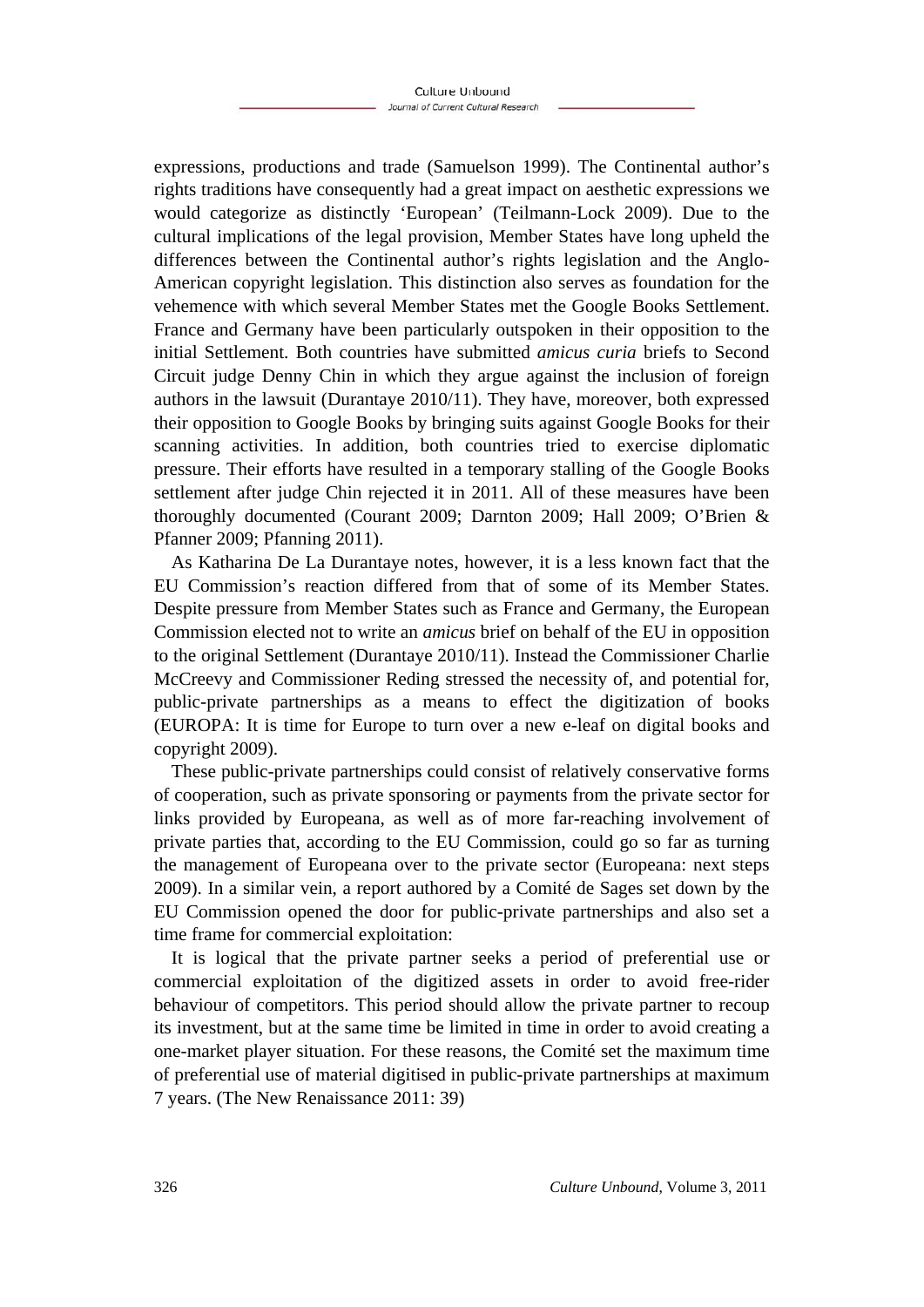expressions, productions and trade (Samuelson 1999). The Continental author's rights traditions have consequently had a great impact on aesthetic expressions we would categorize as distinctly 'European' (Teilmann-Lock 2009). Due to the cultural implications of the legal provision, Member States have long upheld the differences between the Continental author's rights legislation and the Anglo-American copyright legislation. This distinction also serves as foundation for the vehemence with which several Member States met the Google Books Settlement. France and Germany have been particularly outspoken in their opposition to the initial Settlement. Both countries have submitted *amicus curia* briefs to Second Circuit judge Denny Chin in which they argue against the inclusion of foreign authors in the lawsuit (Durantaye 2010/11). They have, moreover, both expressed their opposition to Google Books by bringing suits against Google Books for their scanning activities. In addition, both countries tried to exercise diplomatic pressure. Their efforts have resulted in a temporary stalling of the Google Books settlement after judge Chin rejected it in 2011. All of these measures have been thoroughly documented (Courant 2009; Darnton 2009; Hall 2009; O'Brien & Pfanner 2009; Pfanning 2011).

As Katharina De La Durantaye notes, however, it is a less known fact that the EU Commission's reaction differed from that of some of its Member States. Despite pressure from Member States such as France and Germany, the European Commission elected not to write an *amicus* brief on behalf of the EU in opposition to the original Settlement (Durantaye 2010/11). Instead the Commissioner Charlie McCreevy and Commissioner Reding stressed the necessity of, and potential for, public-private partnerships as a means to effect the digitization of books (EUROPA: It is time for Europe to turn over a new e-leaf on digital books and copyright 2009).

These public-private partnerships could consist of relatively conservative forms of cooperation, such as private sponsoring or payments from the private sector for links provided by Europeana, as well as of more far-reaching involvement of private parties that, according to the EU Commission, could go so far as turning the management of Europeana over to the private sector (Europeana: next steps 2009). In a similar vein, a report authored by a Comité de Sages set down by the EU Commission opened the door for public-private partnerships and also set a time frame for commercial exploitation:

It is logical that the private partner seeks a period of preferential use or commercial exploitation of the digitized assets in order to avoid free-rider behaviour of competitors. This period should allow the private partner to recoup its investment, but at the same time be limited in time in order to avoid creating a one-market player situation. For these reasons, the Comité set the maximum time of preferential use of material digitised in public-private partnerships at maximum 7 years. (The New Renaissance 2011: 39)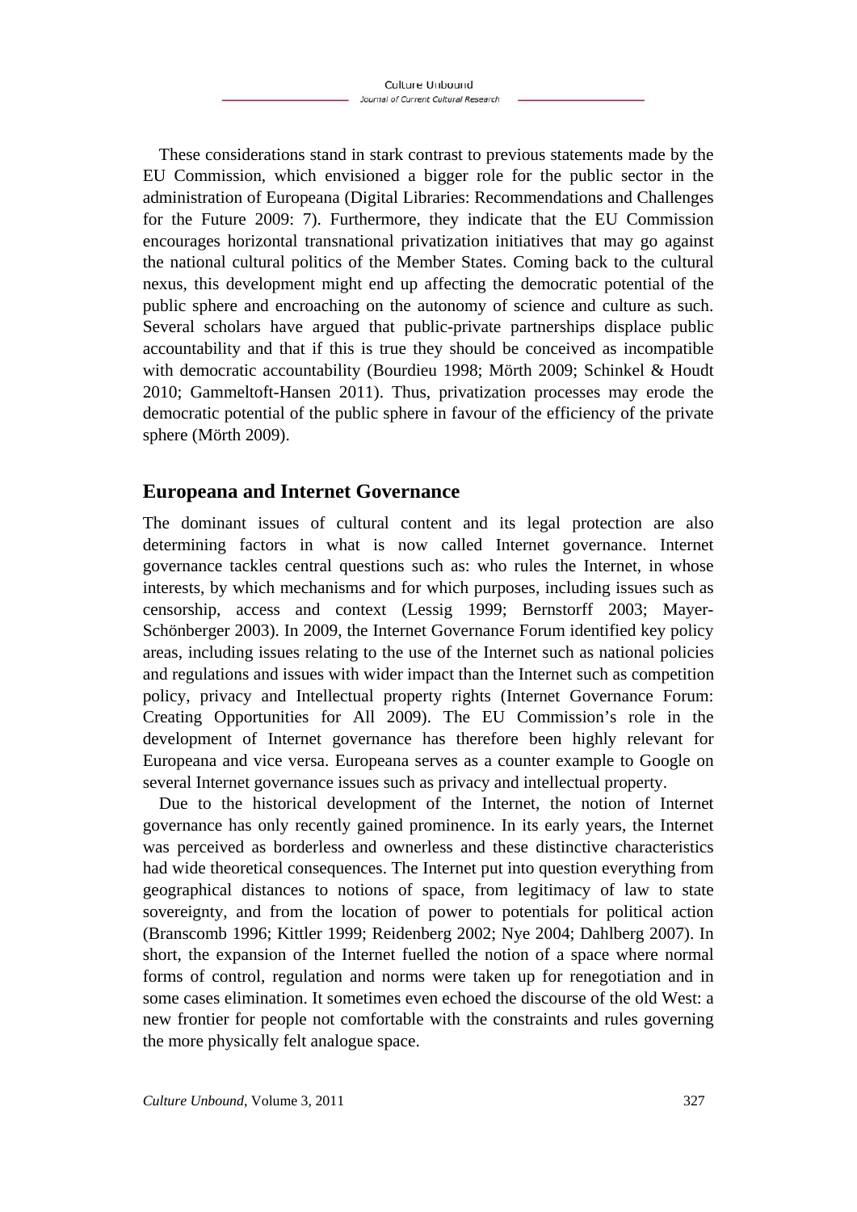These considerations stand in stark contrast to previous statements made by the EU Commission, which envisioned a bigger role for the public sector in the administration of Europeana (Digital Libraries: Recommendations and Challenges for the Future 2009: 7). Furthermore, they indicate that the EU Commission encourages horizontal transnational privatization initiatives that may go against the national cultural politics of the Member States. Coming back to the cultural nexus, this development might end up affecting the democratic potential of the public sphere and encroaching on the autonomy of science and culture as such. Several scholars have argued that public-private partnerships displace public accountability and that if this is true they should be conceived as incompatible with democratic accountability (Bourdieu 1998; Mörth 2009; Schinkel & Houdt 2010; Gammeltoft-Hansen 2011). Thus, privatization processes may erode the democratic potential of the public sphere in favour of the efficiency of the private sphere (Mörth 2009).

## Europeana and Internet Governance

The dominant issues of cultural content and its legal protection are also determining factors in what is now called Internet governance. Internet governance tackles central questions such as: who rules the Internet, in whose interests, by which mechanisms and for which purposes, including issues such as censorship, access and context (Lessig 1999; Bernstorff 2003; Mayer-Schönberger 2003). In 2009, the Internet Governance Forum identified key policy areas, including issues relating to the use of the Internet such as national policies and regulations and issues with wider impact than the Internet such as competition policy, privacy and Intellectual property rights (Internet Governance Forum: Creating Opportunities for All 2009). The EU Commission's role in the development of Internet governance has therefore been highly relevant for Europeana and vice versa. Europeana serves as a counter example to Google on several Internet governance issues such as privacy and intellectual property.

Due to the historical development of the Internet, the notion of Internet governance has only recently gained prominence. In its early years, the Internet was perceived as borderless and ownerless and these distinctive characteristics had wide theoretical consequences. The Internet put into question everything from geographical distances to notions of space, from legitimacy of law to state sovereignty, and from the location of power to potentials for political action (Branscomb 1996; Kittler 1999; Reidenberg 2002; Nye 2004; Dahlberg 2007). In short, the expansion of the Internet fuelled the notion of a space where normal forms of control, regulation and norms were taken up for renegotiation and in some cases elimination. It sometimes even echoed the discourse of the old West: a new frontier for people not comfortable with the constraints and rules governing the more physically felt analogue space.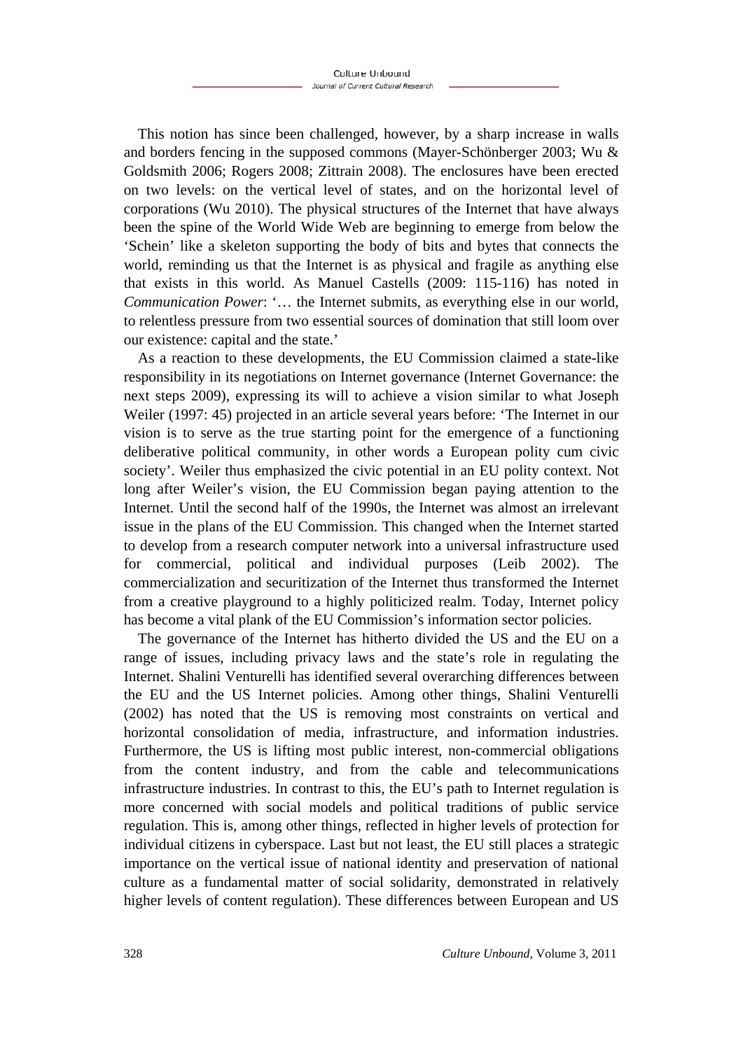This notion has since been challenged, however, by a sharp increase in walls and borders fencing in the supposed commons (Mayer-Schönberger 2003; Wu & Goldsmith 2006; Rogers 2008; Zittrain 2008). The enclosures have been erected on two levels: on the vertical level of states, and on the horizontal level of corporations (Wu 2010). The physical structures of the Internet that have always been the spine of the World Wide Web are beginning to emerge from below the 'Schein' like a skeleton supporting the body of bits and bytes that connects the world, reminding us that the Internet is as physical and fragile as anything else that exists in this world. As Manuel Castells (2009: 115-116) has noted in *Communication Power*: '… the Internet submits, as everything else in our world, to relentless pressure from two essential sources of domination that still loom over our existence: capital and the state.'

As a reaction to these developments, the EU Commission claimed a state-like responsibility in its negotiations on Internet governance (Internet Governance: the next steps 2009), expressing its will to achieve a vision similar to what Joseph Weiler (1997: 45) projected in an article several years before: 'The Internet in our vision is to serve as the true starting point for the emergence of a functioning deliberative political community, in other words a European polity cum civic society'. Weiler thus emphasized the civic potential in an EU polity context. Not long after Weiler's vision, the EU Commission began paying attention to the Internet. Until the second half of the 1990s, the Internet was almost an irrelevant issue in the plans of the EU Commission. This changed when the Internet started to develop from a research computer network into a universal infrastructure used for commercial, political and individual purposes (Leib 2002). The commercialization and securitization of the Internet thus transformed the Internet from a creative playground to a highly politicized realm. Today, Internet policy has become a vital plank of the EU Commission's information sector policies.

The governance of the Internet has hitherto divided the US and the EU on a range of issues, including privacy laws and the state's role in regulating the Internet. Shalini Venturelli has identified several overarching differences between the EU and the US Internet policies. Among other things, Shalini Venturelli (2002) has noted that the US is removing most constraints on vertical and horizontal consolidation of media, infrastructure, and information industries. Furthermore, the US is lifting most public interest, non-commercial obligations from the content industry, and from the cable and telecommunications infrastructure industries. In contrast to this, the EU's path to Internet regulation is more concerned with social models and political traditions of public service regulation. This is, among other things, reflected in higher levels of protection for individual citizens in cyberspace. Last but not least, the EU still places a strategic importance on the vertical issue of national identity and preservation of national culture as a fundamental matter of social solidarity, demonstrated in relatively higher levels of content regulation). These differences between European and US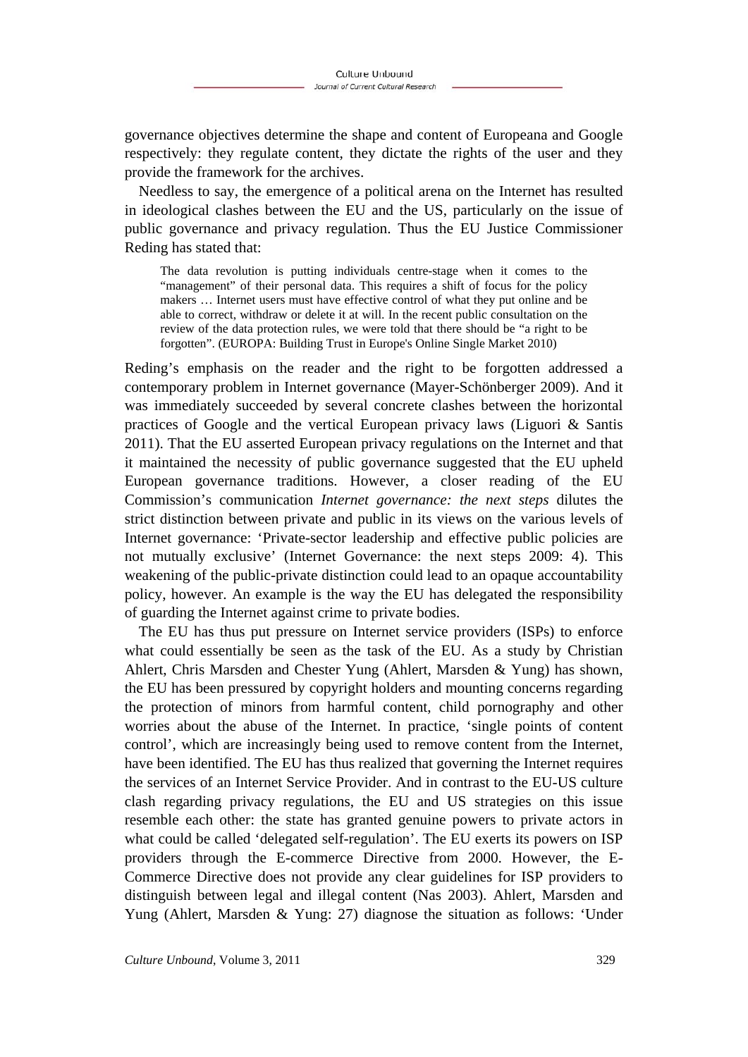governance objectives determine the shape and content of Europeana and Google respectively: they regulate content, they dictate the rights of the user and they provide the framework for the archives.

Needless to say, the emergence of a political arena on the Internet has resulted in ideological clashes between the EU and the US, particularly on the issue of public governance and privacy regulation. Thus the EU Justice Commissioner Reding has stated that:

> The data revolution is putting individuals centre-stage when it comes to the "management" of their personal data. This requires a shift of focus for the policy makers … Internet users must have effective control of what they put online and be able to correct, withdraw or delete it at will. In the recent public consultation on the review of the data protection rules, we were told that there should be "a right to be forgotten". (EUROPA: Building Trust in Europe's Online Single Market 2010)

Reding's emphasis on the reader and the right to be forgotten addressed a contemporary problem in Internet governance (Mayer-Schönberger 2009). And it was immediately succeeded by several concrete clashes between the horizontal practices of Google and the vertical European privacy laws (Liguori & Santis 2011). That the EU asserted European privacy regulations on the Internet and that it maintained the necessity of public governance suggested that the EU upheld European governance traditions. However, a closer reading of the EU Commission's communication *Internet governance: the next steps* dilutes the strict distinction between private and public in its views on the various levels of Internet governance: 'Private-sector leadership and effective public policies are not mutually exclusive' (Internet Governance: the next steps 2009: 4). This weakening of the public-private distinction could lead to an opaque accountability policy, however. An example is the way the EU has delegated the responsibility of guarding the Internet against crime to private bodies.

The EU has thus put pressure on Internet service providers (ISPs) to enforce what could essentially be seen as the task of the EU. As a study by Christian Ahlert, Chris Marsden and Chester Yung (Ahlert, Marsden & Yung) has shown, the EU has been pressured by copyright holders and mounting concerns regarding the protection of minors from harmful content, child pornography and other worries about the abuse of the Internet. In practice, 'single points of content control', which are increasingly being used to remove content from the Internet, have been identified. The EU has thus realized that governing the Internet requires the services of an Internet Service Provider. And in contrast to the EU-US culture clash regarding privacy regulations, the EU and US strategies on this issue resemble each other: the state has granted genuine powers to private actors in what could be called 'delegated self-regulation'. The EU exerts its powers on ISP providers through the E-commerce Directive from 2000. However, the E-Commerce Directive does not provide any clear guidelines for ISP providers to distinguish between legal and illegal content (Nas 2003). Ahlert, Marsden and Yung (Ahlert, Marsden & Yung: 27) diagnose the situation as follows: 'Under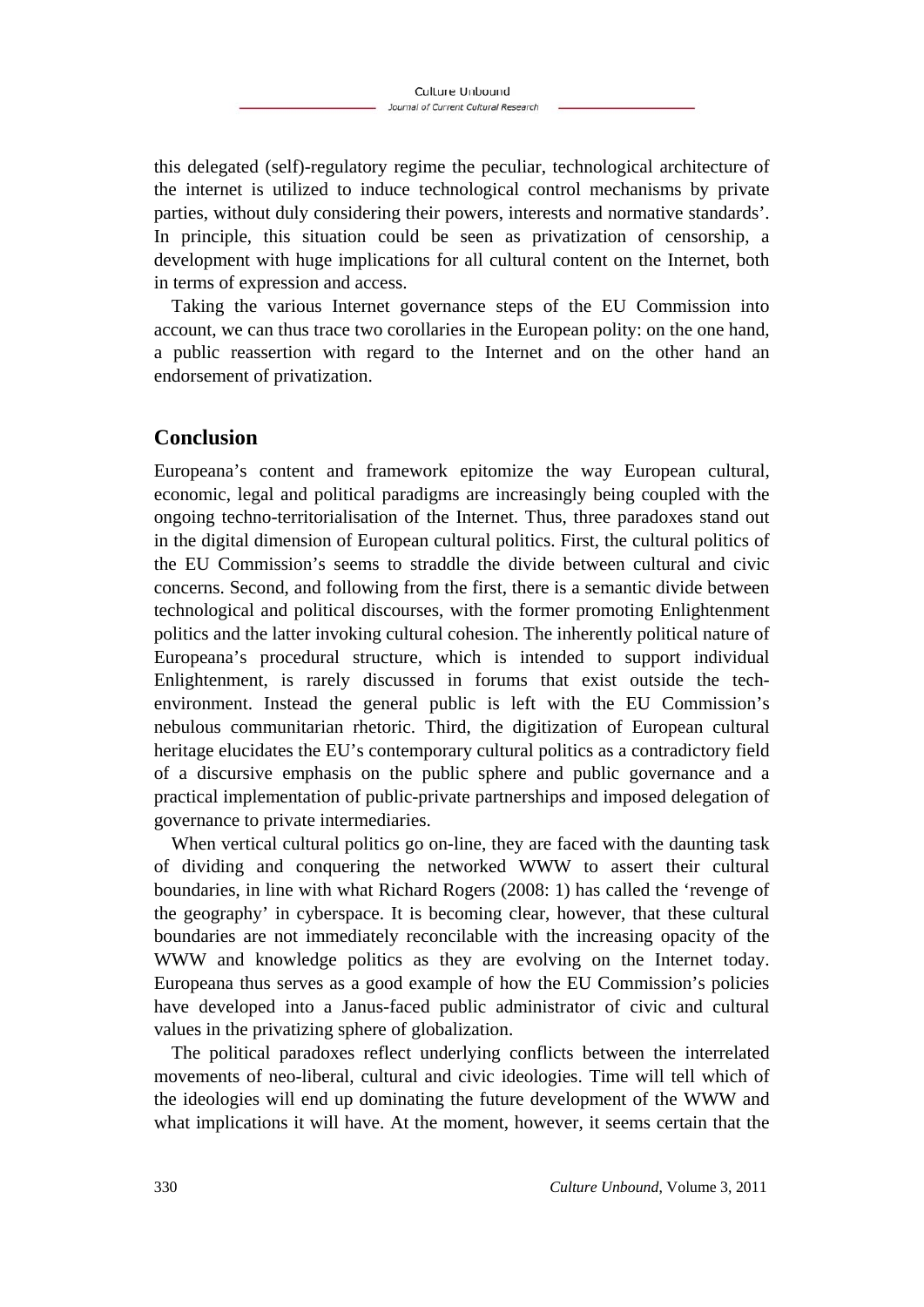this delegated (self)-regulatory regime the peculiar, technological architecture of the internet is utilized to induce technological control mechanisms by private parties, without duly considering their powers, interests and normative standards'. In principle, this situation could be seen as privatization of censorship, a development with huge implications for all cultural content on the Internet, both in terms of expression and access.

Taking the various Internet governance steps of the EU Commission into account, we can thus trace two corollaries in the European polity: on the one hand, a public reassertion with regard to the Internet and on the other hand an endorsement of privatization.

## Conclusion

Europeana's content and framework epitomize the way European cultural, economic, legal and political paradigms are increasingly being coupled with the ongoing techno-territorialisation of the Internet. Thus, three paradoxes stand out in the digital dimension of European cultural politics. First, the cultural politics of the EU Commission's seems to straddle the divide between cultural and civic concerns. Second, and following from the first, there is a semantic divide between technological and political discourses, with the former promoting Enlightenment politics and the latter invoking cultural cohesion. The inherently political nature of Europeana's procedural structure, which is intended to support individual Enlightenment, is rarely discussed in forums that exist outside the tech-environment. Instead the general public is left with the EU Commission's nebulous communitarian rhetoric. Third, the digitization of European cultural heritage elucidates the EU's contemporary cultural politics as a contradictory field of a discursive emphasis on the public sphere and public governance and a practical implementation of public-private partnerships and imposed delegation of governance to private intermediaries.

When vertical cultural politics go on-line, they are faced with the daunting task of dividing and conquering the networked WWW to assert their cultural boundaries, in line with what Richard Rogers (2008: 1) has called the 'revenge of the geography' in cyberspace. It is becoming clear, however, that these cultural boundaries are not immediately reconcilable with the increasing opacity of the WWW and knowledge politics as they are evolving on the Internet today. Europeana thus serves as a good example of how the EU Commission's policies have developed into a Janus-faced public administrator of civic and cultural values in the privatizing sphere of globalization.

The political paradoxes reflect underlying conflicts between the interrelated movements of neo-liberal, cultural and civic ideologies. Time will tell which of the ideologies will end up dominating the future development of the WWW and what implications it will have. At the moment, however, it seems certain that the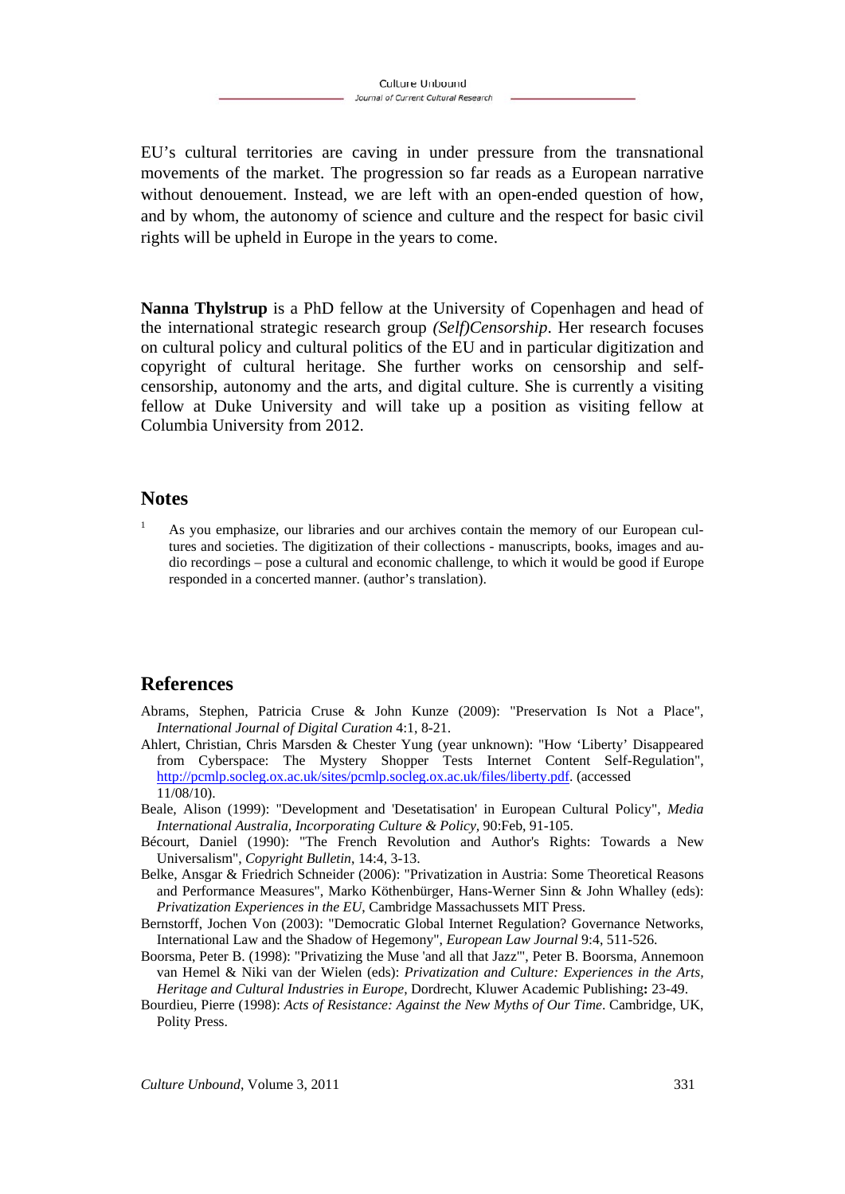EU's cultural territories are caving in under pressure from the transnational movements of the market. The progression so far reads as a European narrative without denouement. Instead, we are left with an open-ended question of how, and by whom, the autonomy of science and culture and the respect for basic civil rights will be upheld in Europe in the years to come.

**Nanna Thylstrup** is a PhD fellow at the University of Copenhagen and head of the international strategic research group *(Self)Censorship*. Her research focuses on cultural policy and cultural politics of the EU and in particular digitization and copyright of cultural heritage. She further works on censorship and self-censorship, autonomy and the arts, and digital culture. She is currently a visiting fellow at Duke University and will take up a position as visiting fellow at Columbia University from 2012.

## Notes

[1] As you emphasize, our libraries and our archives contain the memory of our European cultures and societies. The digitization of their collections - manuscripts, books, images and audio recordings – pose a cultural and economic challenge, to which it would be good if Europe responded in a concerted manner. (author's translation).

## References

Abrams, Stephen, Patricia Cruse & John Kunze (2009): "Preservation Is Not a Place", *International Journal of Digital Curation* 4:1, 8-21.

Ahlert, Christian, Chris Marsden & Chester Yung (year unknown): "How 'Liberty' Disappeared from Cyberspace: The Mystery Shopper Tests Internet Content Self-Regulation", http://pcmlp.socleg.ox.ac.uk/sites/pcmlp.socleg.ox.ac.uk/files/liberty.pdf. (accessed 11/08/10).

Beale, Alison (1999): "Development and 'Desetatisation' in European Cultural Policy", *Media International Australia, Incorporating Culture & Policy*, 90:Feb, 91-105.

Bécourt, Daniel (1990): "The French Revolution and Author's Rights: Towards a New Universalism", *Copyright Bulletin*, 14:4, 3-13.

Belke, Ansgar & Friedrich Schneider (2006): "Privatization in Austria: Some Theoretical Reasons and Performance Measures", Marko Köthenbürger, Hans-Werner Sinn & John Whalley (eds): *Privatization Experiences in the EU*, Cambridge Massachussets MIT Press.

Bernstorff, Jochen Von (2003): "Democratic Global Internet Regulation? Governance Networks, International Law and the Shadow of Hegemony", *European Law Journal* 9:4, 511-526.

Boorsma, Peter B. (1998): "Privatizing the Muse 'and all that Jazz'", Peter B. Boorsma, Annemoon van Hemel & Niki van der Wielen (eds): *Privatization and Culture: Experiences in the Arts, Heritage and Cultural Industries in Europe*, Dordrecht, Kluwer Academic Publishing**:** 23-49.

Bourdieu, Pierre (1998): *Acts of Resistance: Against the New Myths of Our Time*. Cambridge, UK, Polity Press.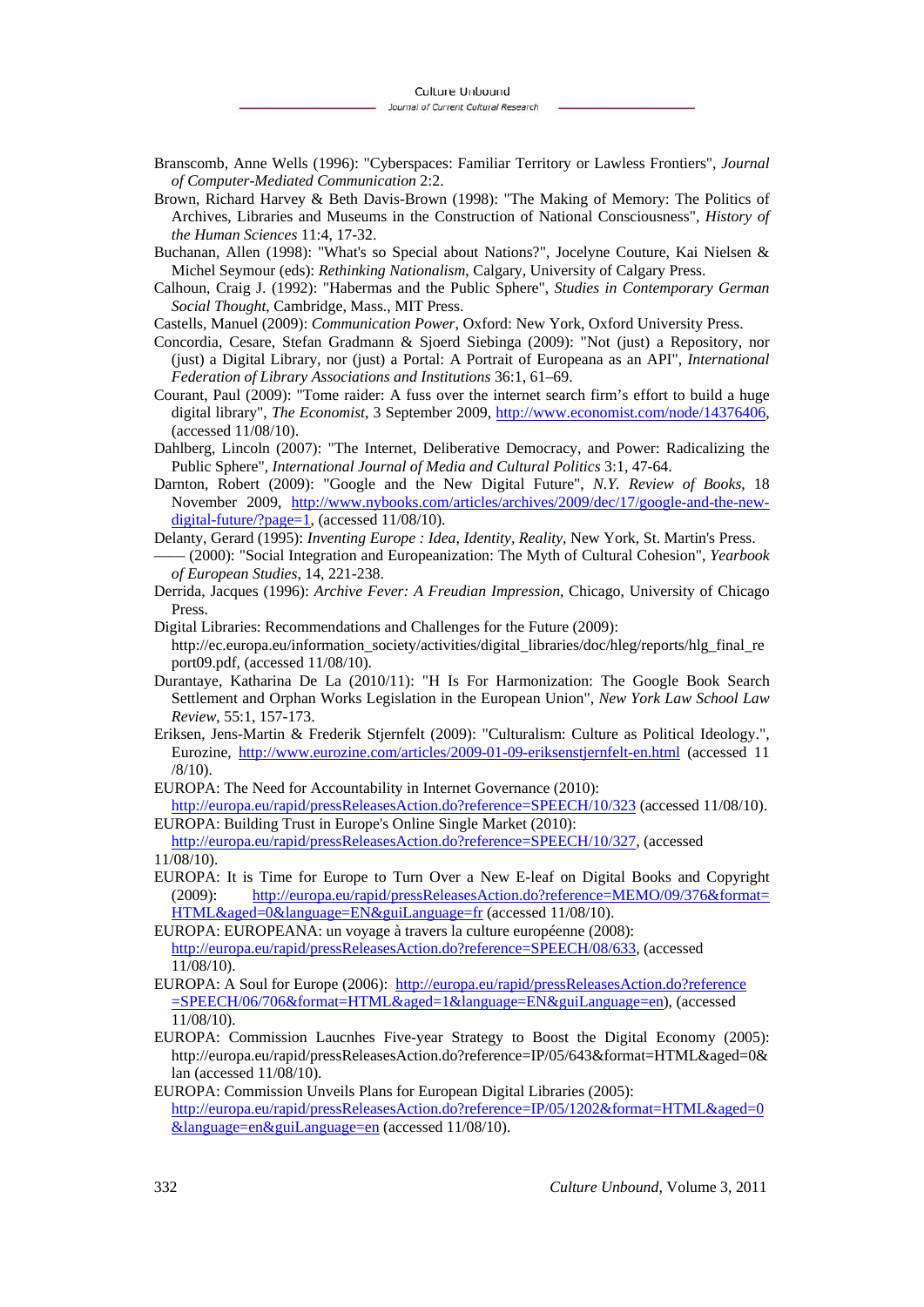Branscomb, Anne Wells (1996): "Cyberspaces: Familiar Territory or Lawless Frontiers", *Journal of Computer-Mediated Communication* 2:2.

Brown, Richard Harvey & Beth Davis-Brown (1998): "The Making of Memory: The Politics of Archives, Libraries and Museums in the Construction of National Consciousness", *History of the Human Sciences* 11:4, 17-32.

Buchanan, Allen (1998): "What's so Special about Nations?", Jocelyne Couture, Kai Nielsen & Michel Seymour (eds): *Rethinking Nationalism*, Calgary, University of Calgary Press.

Calhoun, Craig J. (1992): "Habermas and the Public Sphere", *Studies in Contemporary German Social Thought*, Cambridge, Mass., MIT Press.

Castells, Manuel (2009): *Communication Power*, Oxford: New York, Oxford University Press.

Concordia, Cesare, Stefan Gradmann & Sjoerd Siebinga (2009): "Not (just) a Repository, nor (just) a Digital Library, nor (just) a Portal: A Portrait of Europeana as an API", *International Federation of Library Associations and Institutions* 36:1, 61–69.

Courant, Paul (2009): "Tome raider: A fuss over the internet search firm's effort to build a huge digital library", *The Economist*, 3 September 2009, http://www.economist.com/node/14376406, (accessed 11/08/10).

Dahlberg, Lincoln (2007): "The Internet, Deliberative Democracy, and Power: Radicalizing the Public Sphere", *International Journal of Media and Cultural Politics* 3:1, 47-64.

Darnton, Robert (2009): "Google and the New Digital Future", *N.Y. Review of Books*, 18 November 2009, http://www.nybooks.com/articles/archives/2009/dec/17/google-and-the-new-digital-future/?page=1, (accessed 11/08/10).

Delanty, Gerard (1995): *Inventing Europe : Idea, Identity, Reality*, New York, St. Martin's Press.

—— (2000): "Social Integration and Europeanization: The Myth of Cultural Cohesion", *Yearbook of European Studies*, 14, 221-238.

Derrida, Jacques (1996): *Archive Fever: A Freudian Impression*, Chicago, University of Chicago Press.

Digital Libraries: Recommendations and Challenges for the Future (2009): http://ec.europa.eu/information_society/activities/digital_libraries/doc/hleg/reports/hlg_final_report09.pdf, (accessed 11/08/10).

Durantaye, Katharina De La (2010/11): "H Is For Harmonization: The Google Book Search Settlement and Orphan Works Legislation in the European Union", *New York Law School Law Review*, 55:1, 157-173.

Eriksen, Jens-Martin & Frederik Stjernfelt (2009): "Culturalism: Culture as Political Ideology.", Eurozine, http://www.eurozine.com/articles/2009-01-09-eriksenstjernfelt-en.html (accessed 11 /8/10).

EUROPA: The Need for Accountability in Internet Governance (2010): http://europa.eu/rapid/pressReleasesAction.do?reference=SPEECH/10/323 (accessed 11/08/10).

EUROPA: Building Trust in Europe's Online Single Market (2010): http://europa.eu/rapid/pressReleasesAction.do?reference=SPEECH/10/327, (accessed 11/08/10).

EUROPA: It is Time for Europe to Turn Over a New E-leaf on Digital Books and Copyright (2009): http://europa.eu/rapid/pressReleasesAction.do?reference=MEMO/09/376&format=HTML&aged=0&language=EN&guiLanguage=fr (accessed 11/08/10).

EUROPA: EUROPEANA: un voyage à travers la culture européenne (2008): http://europa.eu/rapid/pressReleasesAction.do?reference=SPEECH/08/633, (accessed 11/08/10).

EUROPA: A Soul for Europe (2006): http://europa.eu/rapid/pressReleasesAction.do?reference=SPEECH/06/706&format=HTML&aged=1&language=EN&guiLanguage=en), (accessed 11/08/10).

EUROPA: Commission Laucnhes Five-year Strategy to Boost the Digital Economy (2005): http://europa.eu/rapid/pressReleasesAction.do?reference=IP/05/643&format=HTML&aged=0&lan (accessed 11/08/10).

EUROPA: Commission Unveils Plans for European Digital Libraries (2005): http://europa.eu/rapid/pressReleasesAction.do?reference=IP/05/1202&format=HTML&aged=0&language=en&guiLanguage=en (accessed 11/08/10).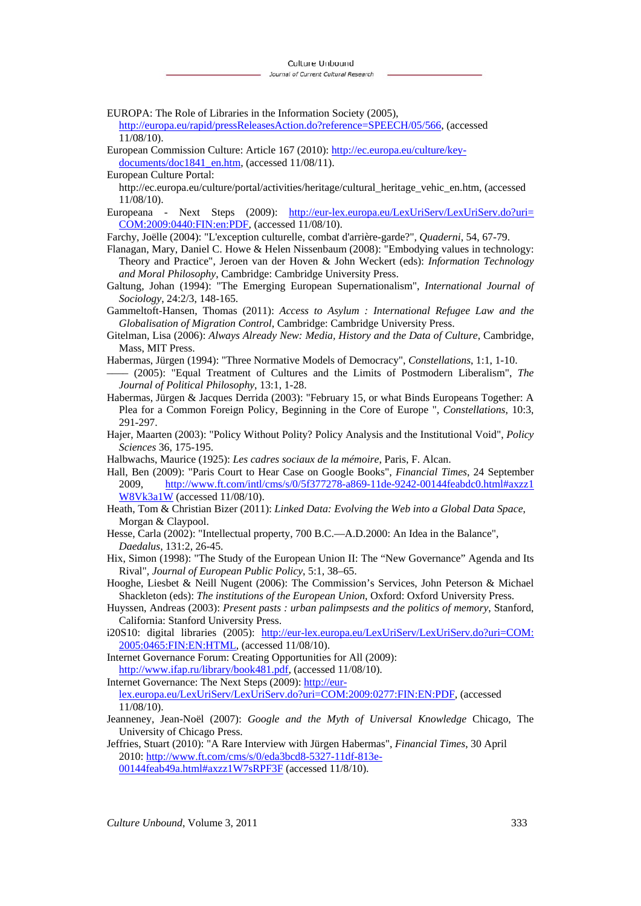EUROPA: The Role of Libraries in the Information Society (2005), http://europa.eu/rapid/pressReleasesAction.do?reference=SPEECH/05/566, (accessed 11/08/10).

European Commission Culture: Article 167 (2010): http://ec.europa.eu/culture/key-documents/doc1841_en.htm, (accessed 11/08/11).

European Culture Portal: http://ec.europa.eu/culture/portal/activities/heritage/cultural_heritage_vehic_en.htm, (accessed 11/08/10).

Europeana - Next Steps (2009): http://eur-lex.europa.eu/LexUriServ/LexUriServ.do?uri=COM:2009:0440:FIN:en:PDF, (accessed 11/08/10).

Farchy, Joëlle (2004): "L'exception culturelle, combat d'arrière-garde?", *Quaderni*, 54, 67-79.

Flanagan, Mary, Daniel C. Howe & Helen Nissenbaum (2008): "Embodying values in technology: Theory and Practice", Jeroen van der Hoven & John Weckert (eds): *Information Technology and Moral Philosophy*, Cambridge: Cambridge University Press.

Galtung, Johan (1994): "The Emerging European Supernationalism", *International Journal of Sociology*, 24:2/3, 148-165.

Gammeltoft-Hansen, Thomas (2011): *Access to Asylum : International Refugee Law and the Globalisation of Migration Control*, Cambridge: Cambridge University Press.

Gitelman, Lisa (2006): *Always Already New: Media, History and the Data of Culture*, Cambridge, Mass, MIT Press.

Habermas, Jürgen (1994): "Three Normative Models of Democracy", *Constellations*, 1:1, 1-10.

—— (2005): "Equal Treatment of Cultures and the Limits of Postmodern Liberalism", *The Journal of Political Philosophy*, 13:1, 1-28.

Habermas, Jürgen & Jacques Derrida (2003): "February 15, or what Binds Europeans Together: A Plea for a Common Foreign Policy, Beginning in the Core of Europe ", *Constellations*, 10:3, 291-297.

Hajer, Maarten (2003): "Policy Without Polity? Policy Analysis and the Institutional Void", *Policy Sciences* 36, 175-195.

Halbwachs, Maurice (1925): *Les cadres sociaux de la mémoire*, Paris, F. Alcan.

Hall, Ben (2009): "Paris Court to Hear Case on Google Books", *Financial Times*, 24 September 2009, http://www.ft.com/intl/cms/s/0/5f377278-a869-11de-9242-00144feabdc0.html#axzz1W8Vk3a1W (accessed 11/08/10).

Heath, Tom & Christian Bizer (2011): *Linked Data: Evolving the Web into a Global Data Space*, Morgan & Claypool.

Hesse, Carla (2002): "Intellectual property, 700 B.C.—A.D.2000: An Idea in the Balance", *Daedalus*, 131:2, 26-45.

Hix, Simon (1998): "The Study of the European Union II: The "New Governance" Agenda and Its Rival", *Journal of European Public Policy*, 5:1, 38–65.

Hooghe, Liesbet & Neill Nugent (2006): The Commission's Services, John Peterson & Michael Shackleton (eds): *The institutions of the European Union*, Oxford: Oxford University Press.

Huyssen, Andreas (2003): *Present pasts : urban palimpsests and the politics of memory*, Stanford, California: Stanford University Press.

i20S10: digital libraries (2005): http://eur-lex.europa.eu/LexUriServ/LexUriServ.do?uri=COM:2005:0465:FIN:EN:HTML, (accessed 11/08/10).

Internet Governance Forum: Creating Opportunities for All (2009): http://www.ifap.ru/library/book481.pdf, (accessed 11/08/10).

Internet Governance: The Next Steps (2009): http://eur-lex.europa.eu/LexUriServ/LexUriServ.do?uri=COM:2009:0277:FIN:EN:PDF, (accessed 11/08/10).

Jeanneney, Jean-Noël (2007): *Google and the Myth of Universal Knowledge* Chicago, The University of Chicago Press.

Jeffries, Stuart (2010): "A Rare Interview with Jürgen Habermas", *Financial Times*, 30 April 2010: http://www.ft.com/cms/s/0/eda3bcd8-5327-11df-813e-00144feab49a.html#axzz1W7sRPF3F (accessed 11/8/10).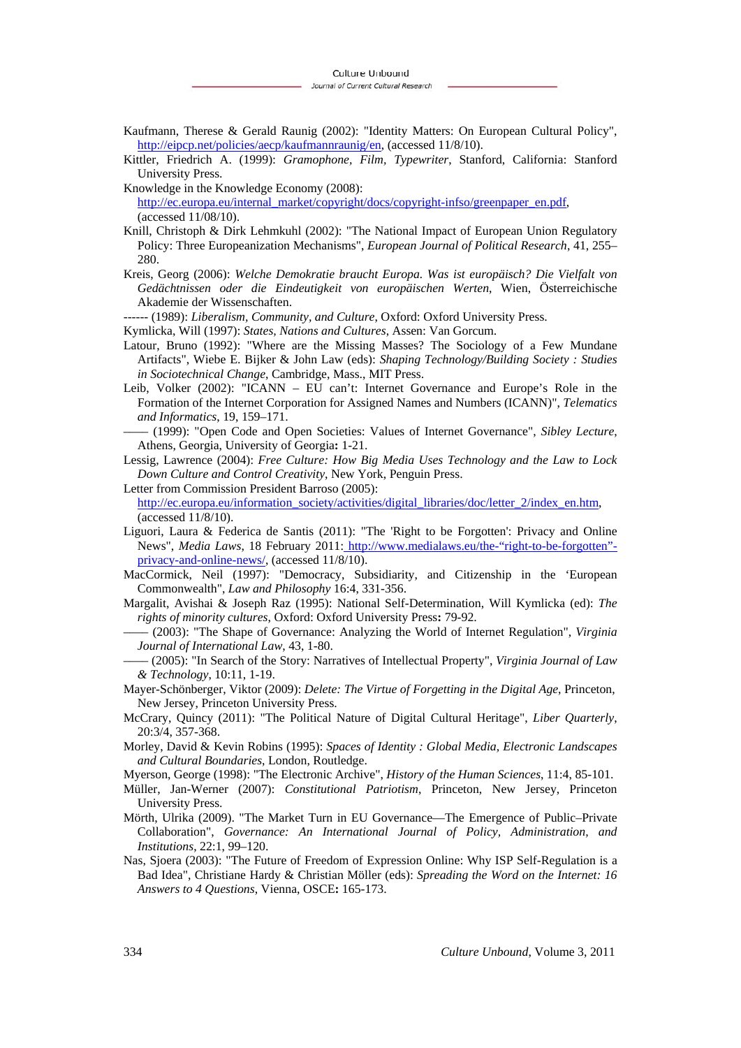Kaufmann, Therese & Gerald Raunig (2002): "Identity Matters: On European Cultural Policy", http://eipcp.net/policies/aecp/kaufmannraunig/en, (accessed 11/8/10).

Kittler, Friedrich A. (1999): *Gramophone, Film, Typewriter*, Stanford, California: Stanford University Press.

Knowledge in the Knowledge Economy (2008): http://ec.europa.eu/internal_market/copyright/docs/copyright-infso/greenpaper_en.pdf, (accessed 11/08/10).

Knill, Christoph & Dirk Lehmkuhl (2002): "The National Impact of European Union Regulatory Policy: Three Europeanization Mechanisms", *European Journal of Political Research*, 41, 255–280.

Kreis, Georg (2006): *Welche Demokratie braucht Europa. Was ist europäisch? Die Vielfalt von Gedächtnissen oder die Eindeutigkeit von europäischen Werten*, Wien, Österreichische Akademie der Wissenschaften.

------ (1989): *Liberalism, Community, and Culture*, Oxford: Oxford University Press.

Kymlicka, Will (1997): *States, Nations and Cultures*, Assen: Van Gorcum.

Latour, Bruno (1992): "Where are the Missing Masses? The Sociology of a Few Mundane Artifacts", Wiebe E. Bijker & John Law (eds): *Shaping Technology/Building Society : Studies in Sociotechnical Change*, Cambridge, Mass., MIT Press.

Leib, Volker (2002): "ICANN – EU can't: Internet Governance and Europe's Role in the Formation of the Internet Corporation for Assigned Names and Numbers (ICANN)", *Telematics and Informatics*, 19, 159–171.

—— (1999): "Open Code and Open Societies: Values of Internet Governance", *Sibley Lecture*, Athens, Georgia, University of Georgia**:** 1-21.

Lessig, Lawrence (2004): *Free Culture: How Big Media Uses Technology and the Law to Lock Down Culture and Control Creativity*, New York, Penguin Press.

Letter from Commission President Barroso (2005): http://ec.europa.eu/information_society/activities/digital_libraries/doc/letter_2/index_en.htm, (accessed 11/8/10).

Liguori, Laura & Federica de Santis (2011): "The 'Right to be Forgotten': Privacy and Online News", *Media Laws*, 18 February 2011: http://www.medialaws.eu/the-"right-to-be-forgotten"-privacy-and-online-news/, (accessed 11/8/10).

MacCormick, Neil (1997): "Democracy, Subsidiarity, and Citizenship in the 'European Commonwealth", *Law and Philosophy* 16:4, 331-356.

Margalit, Avishai & Joseph Raz (1995): National Self-Determination, Will Kymlicka (ed): *The rights of minority cultures*, Oxford: Oxford University Press**:** 79-92.

—— (2003): "The Shape of Governance: Analyzing the World of Internet Regulation", *Virginia Journal of International Law*, 43, 1-80.

—— (2005): "In Search of the Story: Narratives of Intellectual Property", *Virginia Journal of Law & Technology*, 10:11, 1-19.

Mayer-Schönberger, Viktor (2009): *Delete: The Virtue of Forgetting in the Digital Age*, Princeton, New Jersey, Princeton University Press.

McCrary, Quincy (2011): "The Political Nature of Digital Cultural Heritage", *Liber Quarterly*, 20:3/4, 357-368.

Morley, David & Kevin Robins (1995): *Spaces of Identity : Global Media, Electronic Landscapes and Cultural Boundaries*, London, Routledge.

Myerson, George (1998): "The Electronic Archive", *History of the Human Sciences*, 11:4, 85-101.

Müller, Jan-Werner (2007): *Constitutional Patriotism*, Princeton, New Jersey, Princeton University Press.

Mörth, Ulrika (2009). "The Market Turn in EU Governance—The Emergence of Public–Private Collaboration", *Governance: An International Journal of Policy, Administration, and Institutions*, 22:1, 99–120.

Nas, Sjoera (2003): "The Future of Freedom of Expression Online: Why ISP Self-Regulation is a Bad Idea", Christiane Hardy & Christian Möller (eds): *Spreading the Word on the Internet: 16 Answers to 4 Questions*, Vienna, OSCE**:** 165-173.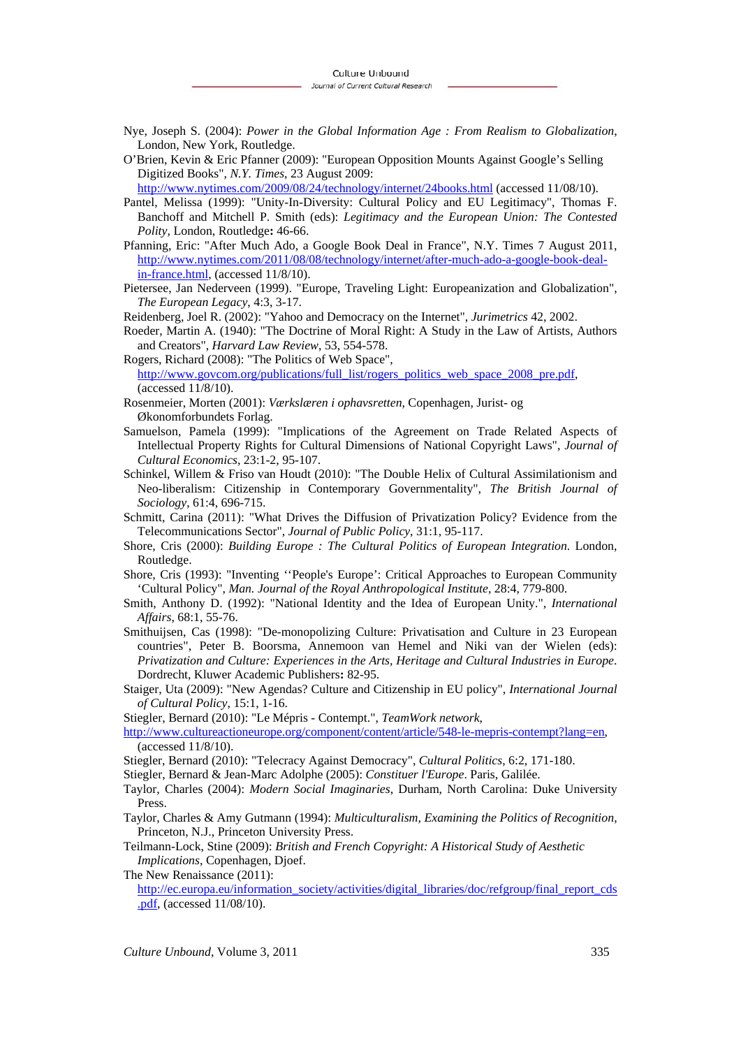Nye, Joseph S. (2004): *Power in the Global Information Age : From Realism to Globalization*, London, New York, Routledge.

O'Brien, Kevin & Eric Pfanner (2009): "European Opposition Mounts Against Google's Selling Digitized Books", *N.Y. Times*, 23 August 2009: http://www.nytimes.com/2009/08/24/technology/internet/24books.html (accessed 11/08/10).

Pantel, Melissa (1999): "Unity-In-Diversity: Cultural Policy and EU Legitimacy", Thomas F. Banchoff and Mitchell P. Smith (eds): *Legitimacy and the European Union: The Contested Polity*, London, Routledge**:** 46-66.

Pfanning, Eric: "After Much Ado, a Google Book Deal in France", N.Y. Times 7 August 2011, http://www.nytimes.com/2011/08/08/technology/internet/after-much-ado-a-google-book-deal-in-france.html, (accessed 11/8/10).

Pietersee, Jan Nederveen (1999). "Europe, Traveling Light: Europeanization and Globalization", *The European Legacy*, 4:3, 3-17.

Reidenberg, Joel R. (2002): "Yahoo and Democracy on the Internet", *Jurimetrics* 42, 2002.

Roeder, Martin A. (1940): "The Doctrine of Moral Right: A Study in the Law of Artists, Authors and Creators", *Harvard Law Review*, 53, 554-578.

Rogers, Richard (2008): "The Politics of Web Space", http://www.govcom.org/publications/full_list/rogers_politics_web_space_2008_pre.pdf, (accessed 11/8/10).

Rosenmeier, Morten (2001): *Værkslæren i ophavsretten*, Copenhagen, Jurist- og Økonomforbundets Forlag.

Samuelson, Pamela (1999): "Implications of the Agreement on Trade Related Aspects of Intellectual Property Rights for Cultural Dimensions of National Copyright Laws", *Journal of Cultural Economics*, 23:1-2, 95-107.

Schinkel, Willem & Friso van Houdt (2010): "The Double Helix of Cultural Assimilationism and Neo-liberalism: Citizenship in Contemporary Governmentality", *The British Journal of Sociology*, 61:4, 696-715.

Schmitt, Carina (2011): "What Drives the Diffusion of Privatization Policy? Evidence from the Telecommunications Sector", *Journal of Public Policy*, 31:1, 95-117.

Shore, Cris (2000): *Building Europe : The Cultural Politics of European Integration*. London, Routledge.

Shore, Cris (1993): "Inventing ''People's Europe': Critical Approaches to European Community 'Cultural Policy", *Man. Journal of the Royal Anthropological Institute*, 28:4, 779-800.

Smith, Anthony D. (1992): "National Identity and the Idea of European Unity.", *International Affairs*, 68:1, 55-76.

Smithuijsen, Cas (1998): "De-monopolizing Culture: Privatisation and Culture in 23 European countries", Peter B. Boorsma, Annemoon van Hemel and Niki van der Wielen (eds): *Privatization and Culture: Experiences in the Arts, Heritage and Cultural Industries in Europe*. Dordrecht, Kluwer Academic Publishers**:** 82-95.

Staiger, Uta (2009): "New Agendas? Culture and Citizenship in EU policy", *International Journal of Cultural Policy*, 15:1, 1-16.

Stiegler, Bernard (2010): "Le Mépris - Contempt.", *TeamWork network*, http://www.cultureactioneurope.org/component/content/article/548-le-mepris-contempt?lang=en, (accessed 11/8/10).

Stiegler, Bernard (2010): "Telecracy Against Democracy", *Cultural Politics*, 6:2, 171-180.

Stiegler, Bernard & Jean-Marc Adolphe (2005): *Constituer l'Europe*. Paris, Galilée.

Taylor, Charles (2004): *Modern Social Imaginaries*, Durham, North Carolina: Duke University Press.

Taylor, Charles & Amy Gutmann (1994): *Multiculturalism, Examining the Politics of Recognition*, Princeton, N.J., Princeton University Press.

Teilmann-Lock, Stine (2009): *British and French Copyright: A Historical Study of Aesthetic Implications*, Copenhagen, Djoef.

The New Renaissance (2011): http://ec.europa.eu/information_society/activities/digital_libraries/doc/refgroup/final_report_cds.pdf, (accessed 11/08/10).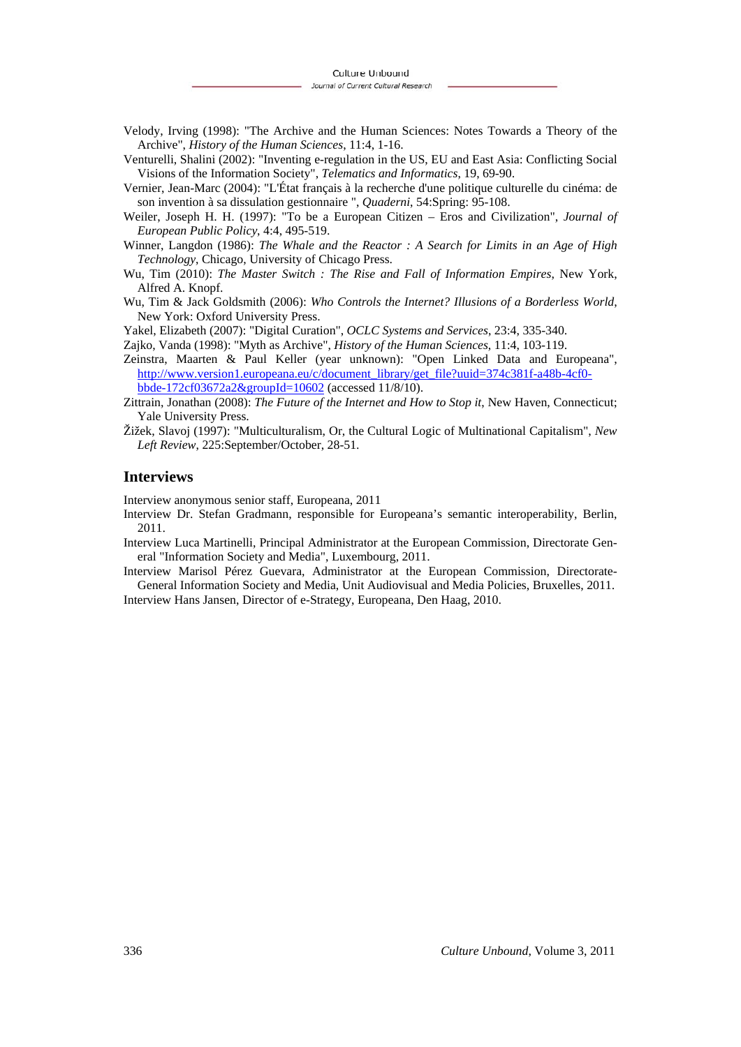Velody, Irving (1998): "The Archive and the Human Sciences: Notes Towards a Theory of the Archive", *History of the Human Sciences*, 11:4, 1-16.

Venturelli, Shalini (2002): "Inventing e-regulation in the US, EU and East Asia: Conflicting Social Visions of the Information Society", *Telematics and Informatics*, 19, 69-90.

Vernier, Jean-Marc (2004): "L'État français à la recherche d'une politique culturelle du cinéma: de son invention à sa dissulation gestionnaire ", *Quaderni*, 54:Spring: 95-108.

Weiler, Joseph H. H. (1997): "To be a European Citizen – Eros and Civilization", *Journal of European Public Policy*, 4:4, 495-519.

Winner, Langdon (1986): *The Whale and the Reactor : A Search for Limits in an Age of High Technology*, Chicago, University of Chicago Press.

Wu, Tim (2010): *The Master Switch : The Rise and Fall of Information Empires*, New York, Alfred A. Knopf.

Wu, Tim & Jack Goldsmith (2006): *Who Controls the Internet? Illusions of a Borderless World*, New York: Oxford University Press.

Yakel, Elizabeth (2007): "Digital Curation", *OCLC Systems and Services*, 23:4, 335-340.

Zajko, Vanda (1998): "Myth as Archive", *History of the Human Sciences*, 11:4, 103-119.

Zeinstra, Maarten & Paul Keller (year unknown): "Open Linked Data and Europeana", http://www.version1.europeana.eu/c/document_library/get_file?uuid=374c381f-a48b-4cf0-bbde-172cf03672a2&groupId=10602 (accessed 11/8/10).

Zittrain, Jonathan (2008): *The Future of the Internet and How to Stop it*, New Haven, Connecticut; Yale University Press.

Žižek, Slavoj (1997): "Multiculturalism, Or, the Cultural Logic of Multinational Capitalism", *New Left Review*, 225:September/October, 28-51.

## Interviews

Interview anonymous senior staff, Europeana, 2011

Interview Dr. Stefan Gradmann, responsible for Europeana's semantic interoperability, Berlin, 2011.

Interview Luca Martinelli, Principal Administrator at the European Commission, Directorate General "Information Society and Media", Luxembourg, 2011.

Interview Marisol Pérez Guevara, Administrator at the European Commission, Directorate-General Information Society and Media, Unit Audiovisual and Media Policies, Bruxelles, 2011.

Interview Hans Jansen, Director of e-Strategy, Europeana, Den Haag, 2010.